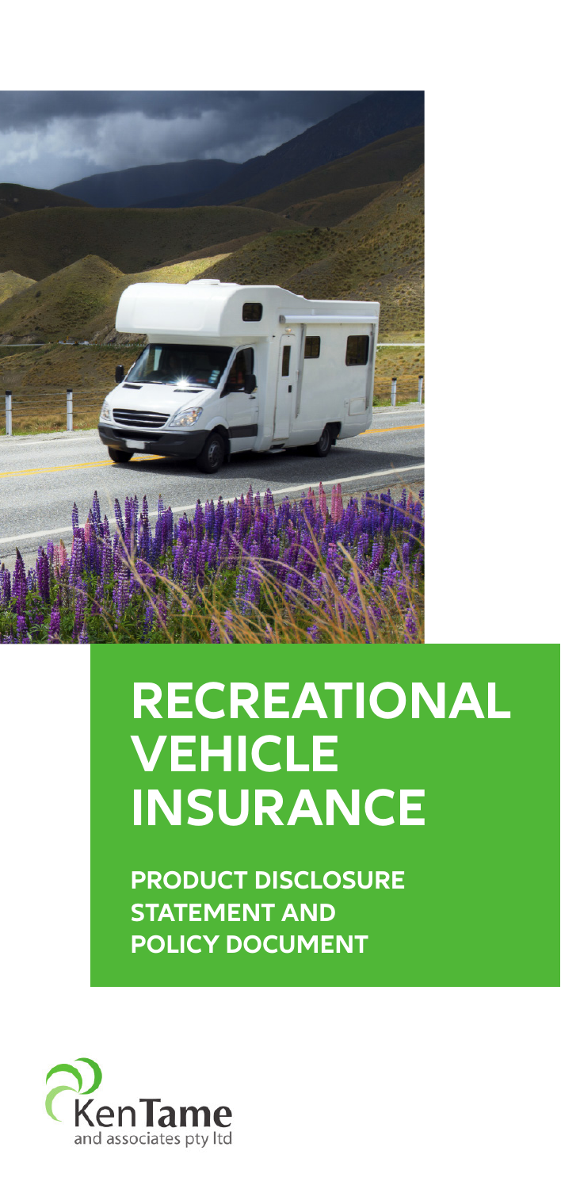# RECREATIONAL VEHICLE INSURANCE

**PRODUCT DISCLOSURE STATEMENT AND POLICY DOCUMENT**

KenTame and associates pty ltd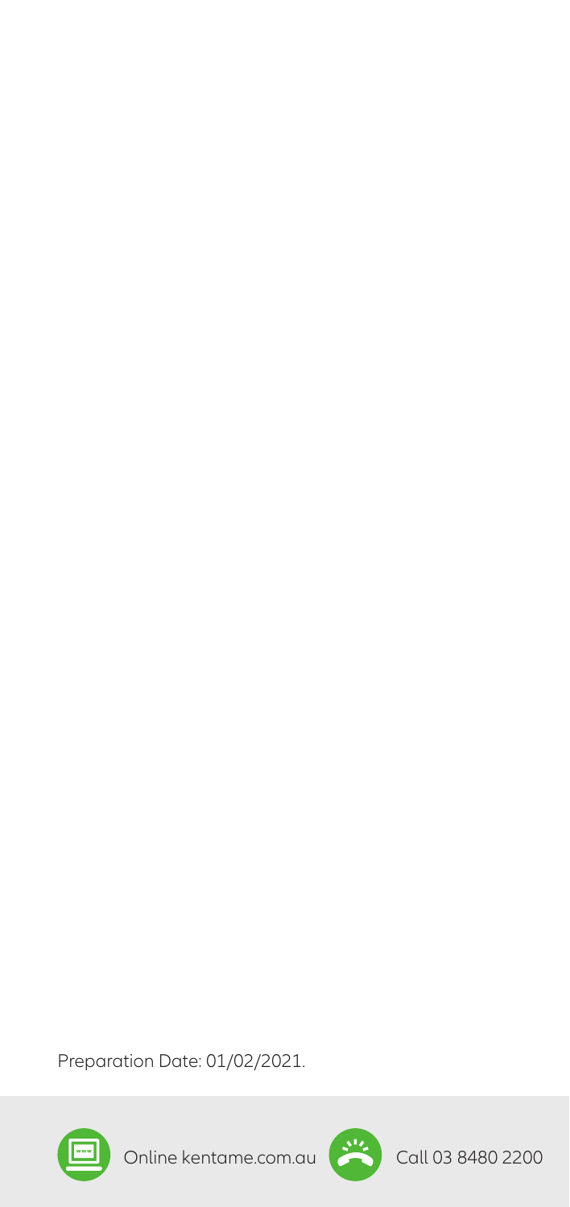Preparation Date: 01/02/2021.

Online kentame.com.au

Call 03 8480 2200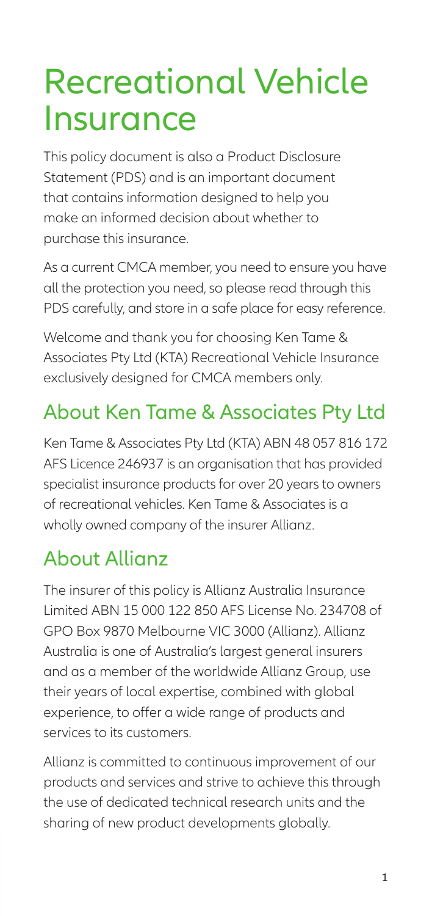# Recreational Vehicle Insurance

This policy document is also a Product Disclosure Statement (PDS) and is an important document that contains information designed to help you make an informed decision about whether to purchase this insurance.

As a current CMCA member, you need to ensure you have all the protection you need, so please read through this PDS carefully, and store in a safe place for easy reference.

Welcome and thank you for choosing Ken Tame & Associates Pty Ltd (KTA) Recreational Vehicle Insurance exclusively designed for CMCA members only.

## About Ken Tame & Associates Pty Ltd

Ken Tame & Associates Pty Ltd (KTA) ABN 48 057 816 172 AFS Licence 246937 is an organisation that has provided specialist insurance products for over 20 years to owners of recreational vehicles. Ken Tame & Associates is a wholly owned company of the insurer Allianz.

## About Allianz

The insurer of this policy is Allianz Australia Insurance Limited ABN 15 000 122 850 AFS License No. 234708 of GPO Box 9870 Melbourne VIC 3000 (Allianz). Allianz Australia is one of Australia's largest general insurers and as a member of the worldwide Allianz Group, use their years of local expertise, combined with global experience, to offer a wide range of products and services to its customers.

Allianz is committed to continuous improvement of our products and services and strive to achieve this through the use of dedicated technical research units and the sharing of new product developments globally.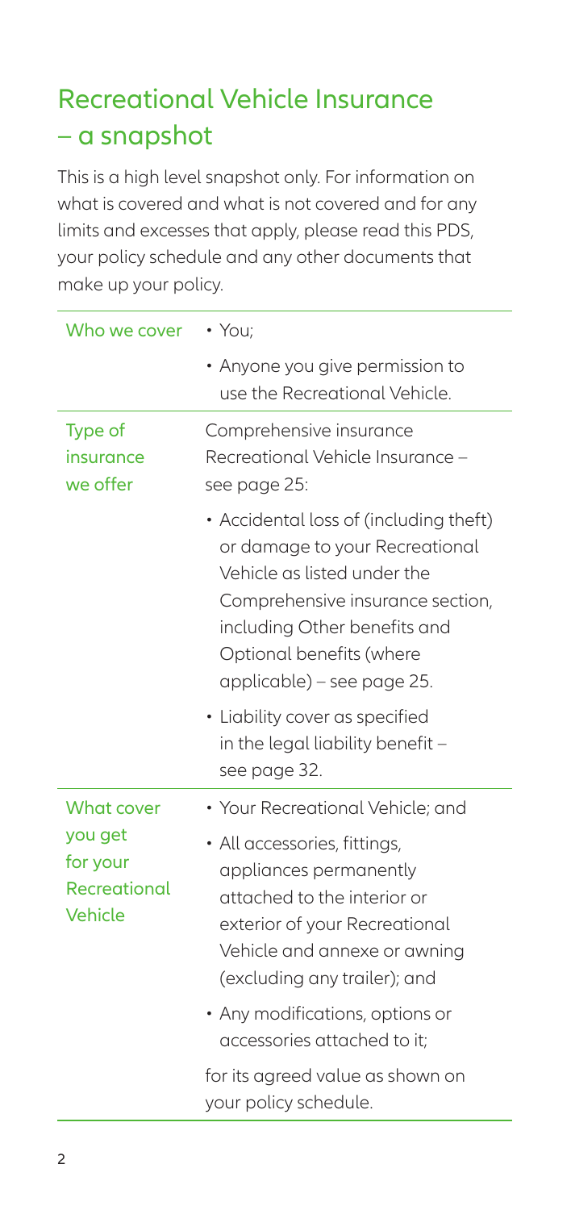## Recreational Vehicle Insurance – a snapshot

This is a high level snapshot only. For information on what is covered and what is not covered and for any limits and excesses that apply, please read this PDS, your policy schedule and any other documents that make up your policy.

| | |
|---|---|
| Who we cover | • You;<br>• Anyone you give permission to use the Recreational Vehicle. |
| Type of insurance we offer | Comprehensive insurance Recreational Vehicle Insurance – see page 25:<br>• Accidental loss of (including theft) or damage to your Recreational Vehicle as listed under the Comprehensive insurance section, including Other benefits and Optional benefits (where applicable) – see page 25.<br>• Liability cover as specified in the legal liability benefit – see page 32. |
| What cover you get for your Recreational Vehicle | • Your Recreational Vehicle; and<br>• All accessories, fittings, appliances permanently attached to the interior or exterior of your Recreational Vehicle and annexe or awning (excluding any trailer); and<br>• Any modifications, options or accessories attached to it;<br>for its agreed value as shown on your policy schedule. |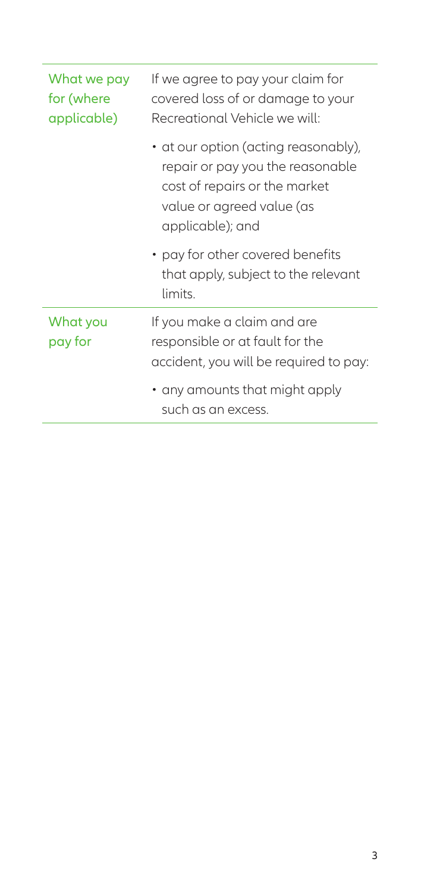| | |
|---|---|
| What we pay for (where applicable) | If we agree to pay your claim for covered loss of or damage to your Recreational Vehicle we will:<br>• at our option (acting reasonably), repair or pay you the reasonable cost of repairs or the market value or agreed value (as applicable); and<br>• pay for other covered benefits that apply, subject to the relevant limits. |
| What you pay for | If you make a claim and are responsible or at fault for the accident, you will be required to pay:<br>• any amounts that might apply such as an excess. |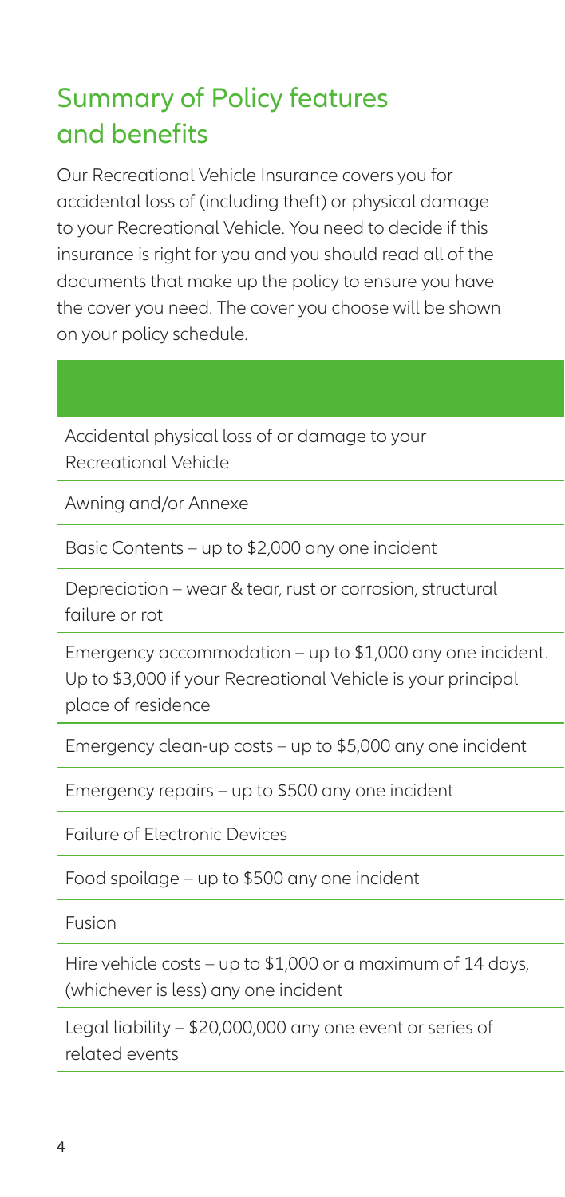## Summary of Policy features and benefits

Our Recreational Vehicle Insurance covers you for accidental loss of (including theft) or physical damage to your Recreational Vehicle. You need to decide if this insurance is right for you and you should read all of the documents that make up the policy to ensure you have the cover you need. The cover you choose will be shown on your policy schedule.

| |
|---|
| Accidental physical loss of or damage to your Recreational Vehicle |
| Awning and/or Annexe |
| Basic Contents – up to $2,000 any one incident |
| Depreciation – wear & tear, rust or corrosion, structural failure or rot |
| Emergency accommodation – up to $1,000 any one incident. Up to $3,000 if your Recreational Vehicle is your principal place of residence |
| Emergency clean-up costs – up to $5,000 any one incident |
| Emergency repairs – up to $500 any one incident |
| Failure of Electronic Devices |
| Food spoilage – up to $500 any one incident |
| Fusion |
| Hire vehicle costs – up to $1,000 or a maximum of 14 days, (whichever is less) any one incident |
| Legal liability – $20,000,000 any one event or series of related events |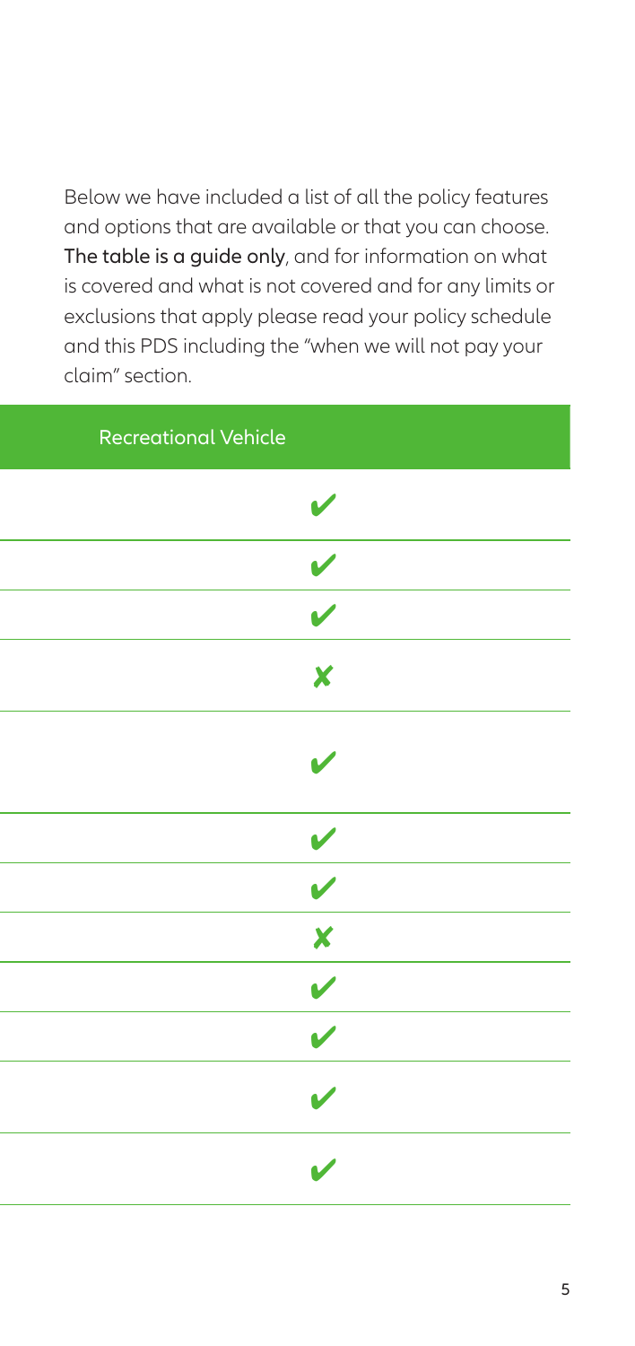Below we have included a list of all the policy features and options that are available or that you can choose. **The table is a guide only**, and for information on what is covered and what is not covered and for any limits or exclusions that apply please read your policy schedule and this PDS including the "when we will not pay your claim" section.

| Recreational Vehicle |
| --- |
| ✔ |
| ✔ |
| ✔ |
| ✘ |
| ✔ |
| ✔ |
| ✔ |
| ✘ |
| ✔ |
| ✔ |
| ✔ |
| ✔ |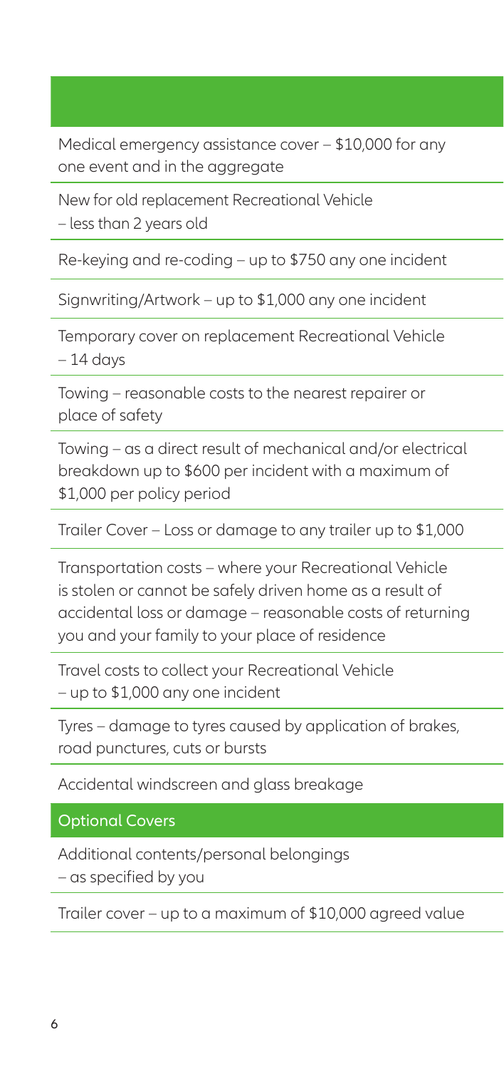Medical emergency assistance cover – $10,000 for any one event and in the aggregate

New for old replacement Recreational Vehicle – less than 2 years old

Re-keying and re-coding – up to $750 any one incident

Signwriting/Artwork – up to $1,000 any one incident

Temporary cover on replacement Recreational Vehicle – 14 days

Towing – reasonable costs to the nearest repairer or place of safety

Towing – as a direct result of mechanical and/or electrical breakdown up to $600 per incident with a maximum of $1,000 per policy period

Trailer Cover – Loss or damage to any trailer up to $1,000

Transportation costs – where your Recreational Vehicle is stolen or cannot be safely driven home as a result of accidental loss or damage – reasonable costs of returning you and your family to your place of residence

Travel costs to collect your Recreational Vehicle – up to $1,000 any one incident

Tyres – damage to tyres caused by application of brakes, road punctures, cuts or bursts

Accidental windscreen and glass breakage

## Optional Covers

Additional contents/personal belongings – as specified by you

Trailer cover – up to a maximum of $10,000 agreed value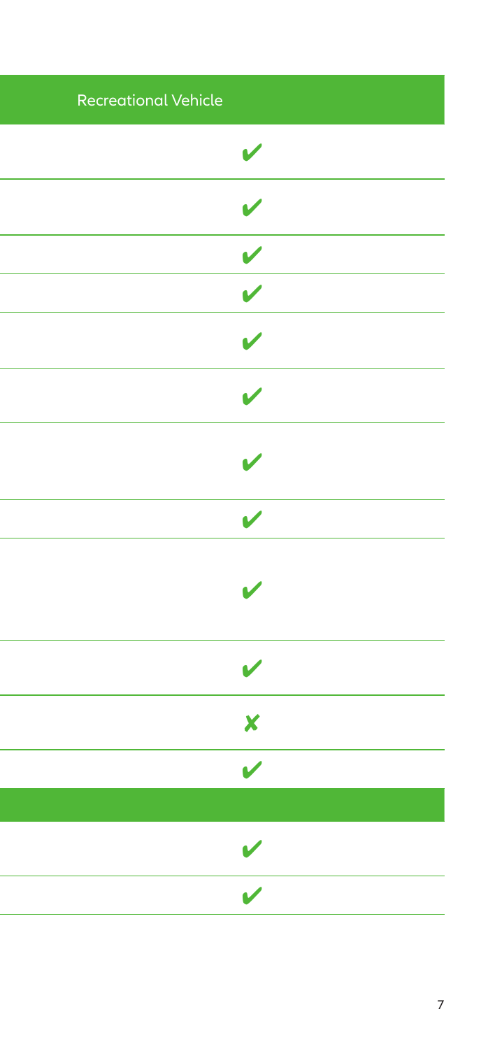| Recreational Vehicle |
|---|
| ✔ |
| ✔ |
| ✔ |
| ✔ |
| ✔ |
| ✔ |
| ✔ |
| ✔ |
| ✔ |
| ✔ |
| ✘ |
| ✔ |
| |
| ✔ |
| ✔ |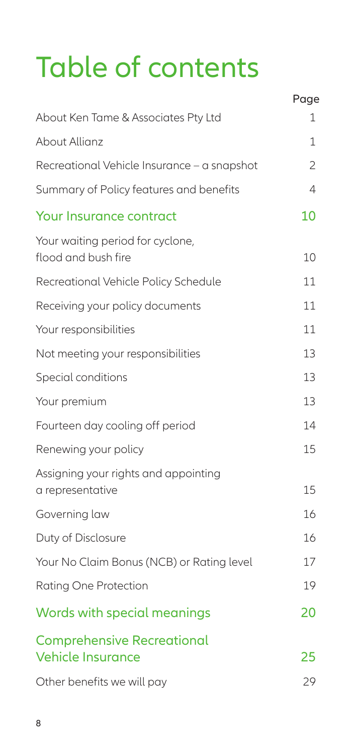# Table of contents

| | Page |
|---|---|
| About Ken Tame & Associates Pty Ltd | 1 |
| About Allianz | 1 |
| Recreational Vehicle Insurance – a snapshot | 2 |
| Summary of Policy features and benefits | 4 |
| **Your Insurance contract** | **10** |
| Your waiting period for cyclone, flood and bush fire | 10 |
| Recreational Vehicle Policy Schedule | 11 |
| Receiving your policy documents | 11 |
| Your responsibilities | 11 |
| Not meeting your responsibilities | 13 |
| Special conditions | 13 |
| Your premium | 13 |
| Fourteen day cooling off period | 14 |
| Renewing your policy | 15 |
| Assigning your rights and appointing a representative | 15 |
| Governing law | 16 |
| Duty of Disclosure | 16 |
| Your No Claim Bonus (NCB) or Rating level | 17 |
| Rating One Protection | 19 |
| **Words with special meanings** | **20** |
| **Comprehensive Recreational Vehicle Insurance** | **25** |
| Other benefits we will pay | 29 |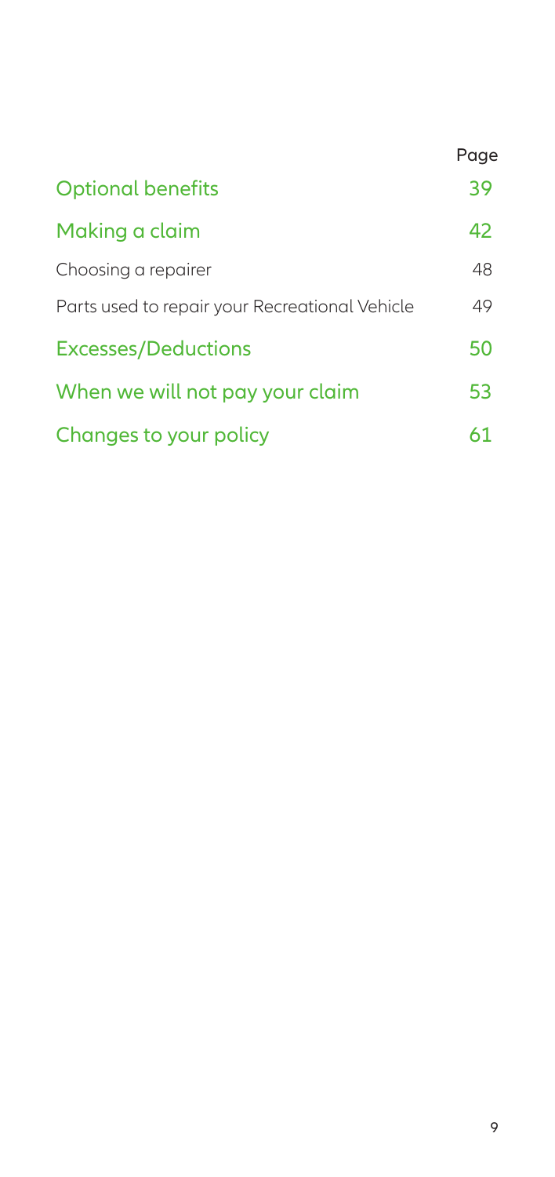| | Page |
|---|---|
| **Optional benefits** | **39** |
| **Making a claim** | **42** |
| Choosing a repairer | 48 |
| Parts used to repair your Recreational Vehicle | 49 |
| **Excesses/Deductions** | **50** |
| **When we will not pay your claim** | **53** |
| **Changes to your policy** | **61** |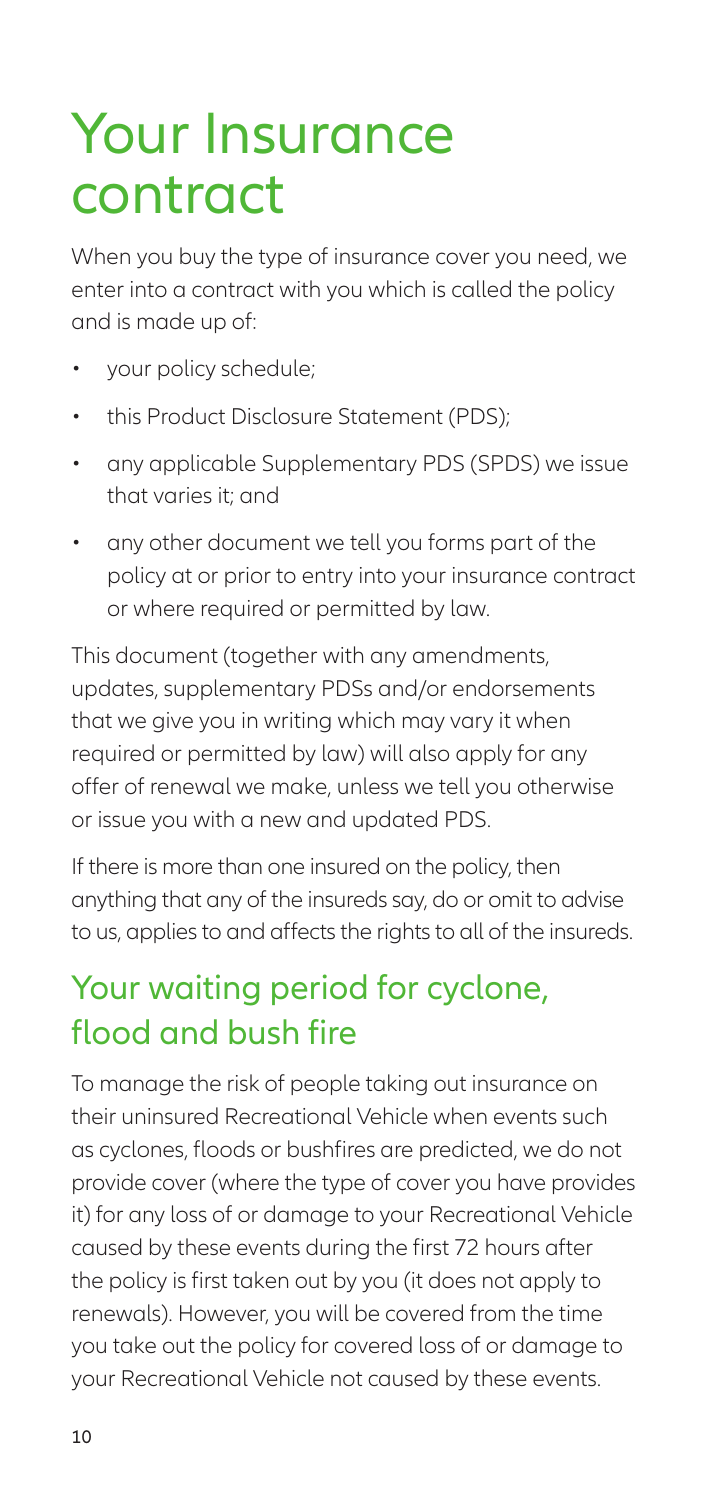# Your Insurance contract

When you buy the type of insurance cover you need, we enter into a contract with you which is called the policy and is made up of:

- your policy schedule;
- this Product Disclosure Statement (PDS);
- any applicable Supplementary PDS (SPDS) we issue that varies it; and
- any other document we tell you forms part of the policy at or prior to entry into your insurance contract or where required or permitted by law.

This document (together with any amendments, updates, supplementary PDSs and/or endorsements that we give you in writing which may vary it when required or permitted by law) will also apply for any offer of renewal we make, unless we tell you otherwise or issue you with a new and updated PDS.

If there is more than one insured on the policy, then anything that any of the insureds say, do or omit to advise to us, applies to and affects the rights to all of the insureds.

## Your waiting period for cyclone, flood and bush fire

To manage the risk of people taking out insurance on their uninsured Recreational Vehicle when events such as cyclones, floods or bushfires are predicted, we do not provide cover (where the type of cover you have provides it) for any loss of or damage to your Recreational Vehicle caused by these events during the first 72 hours after the policy is first taken out by you (it does not apply to renewals). However, you will be covered from the time you take out the policy for covered loss of or damage to your Recreational Vehicle not caused by these events.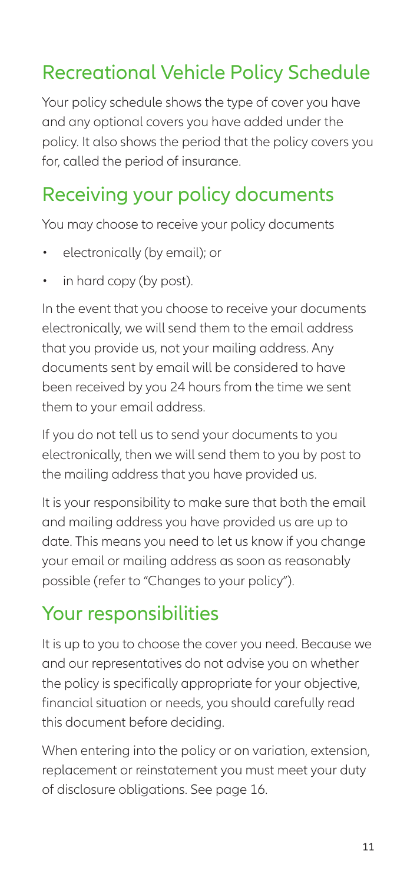## Recreational Vehicle Policy Schedule

Your policy schedule shows the type of cover you have and any optional covers you have added under the policy. It also shows the period that the policy covers you for, called the period of insurance.

## Receiving your policy documents

You may choose to receive your policy documents

- electronically (by email); or
- in hard copy (by post).

In the event that you choose to receive your documents electronically, we will send them to the email address that you provide us, not your mailing address. Any documents sent by email will be considered to have been received by you 24 hours from the time we sent them to your email address.

If you do not tell us to send your documents to you electronically, then we will send them to you by post to the mailing address that you have provided us.

It is your responsibility to make sure that both the email and mailing address you have provided us are up to date. This means you need to let us know if you change your email or mailing address as soon as reasonably possible (refer to "Changes to your policy").

## Your responsibilities

It is up to you to choose the cover you need. Because we and our representatives do not advise you on whether the policy is specifically appropriate for your objective, financial situation or needs, you should carefully read this document before deciding.

When entering into the policy or on variation, extension, replacement or reinstatement you must meet your duty of disclosure obligations. See page 16.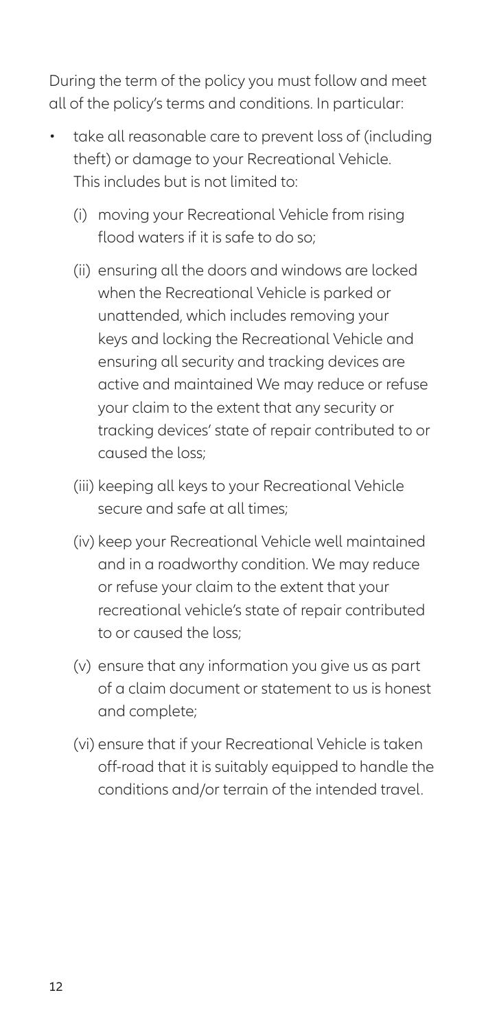During the term of the policy you must follow and meet all of the policy's terms and conditions. In particular:

- take all reasonable care to prevent loss of (including theft) or damage to your Recreational Vehicle. This includes but is not limited to:
  - (i) moving your Recreational Vehicle from rising flood waters if it is safe to do so;
  - (ii) ensuring all the doors and windows are locked when the Recreational Vehicle is parked or unattended, which includes removing your keys and locking the Recreational Vehicle and ensuring all security and tracking devices are active and maintained We may reduce or refuse your claim to the extent that any security or tracking devices' state of repair contributed to or caused the loss;
  - (iii) keeping all keys to your Recreational Vehicle secure and safe at all times;
  - (iv) keep your Recreational Vehicle well maintained and in a roadworthy condition. We may reduce or refuse your claim to the extent that your recreational vehicle's state of repair contributed to or caused the loss;
  - (v) ensure that any information you give us as part of a claim document or statement to us is honest and complete;
  - (vi) ensure that if your Recreational Vehicle is taken off-road that it is suitably equipped to handle the conditions and/or terrain of the intended travel.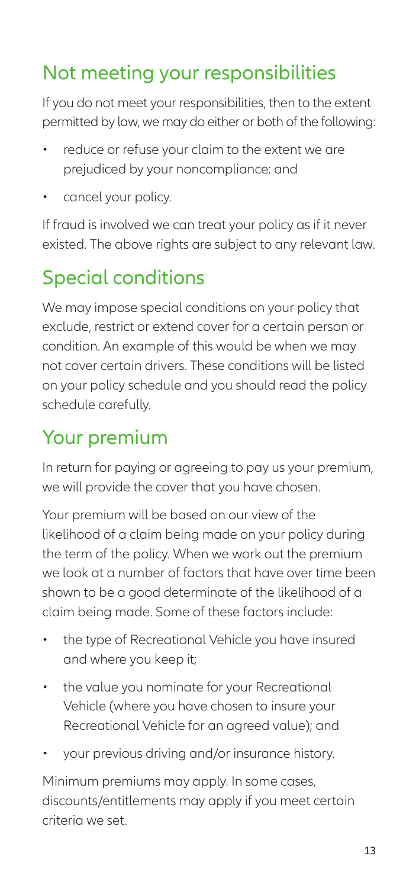## Not meeting your responsibilities

If you do not meet your responsibilities, then to the extent permitted by law, we may do either or both of the following:

- reduce or refuse your claim to the extent we are prejudiced by your noncompliance; and
- cancel your policy.

If fraud is involved we can treat your policy as if it never existed. The above rights are subject to any relevant law.

## Special conditions

We may impose special conditions on your policy that exclude, restrict or extend cover for a certain person or condition. An example of this would be when we may not cover certain drivers. These conditions will be listed on your policy schedule and you should read the policy schedule carefully.

## Your premium

In return for paying or agreeing to pay us your premium, we will provide the cover that you have chosen.

Your premium will be based on our view of the likelihood of a claim being made on your policy during the term of the policy. When we work out the premium we look at a number of factors that have over time been shown to be a good determinate of the likelihood of a claim being made. Some of these factors include:

- the type of Recreational Vehicle you have insured and where you keep it;
- the value you nominate for your Recreational Vehicle (where you have chosen to insure your Recreational Vehicle for an agreed value); and
- your previous driving and/or insurance history.

Minimum premiums may apply. In some cases, discounts/entitlements may apply if you meet certain criteria we set.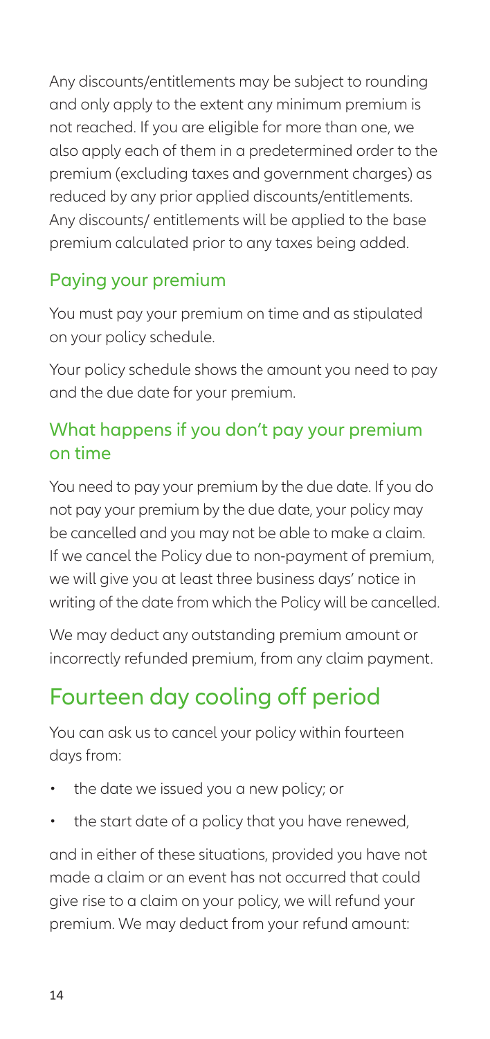Any discounts/entitlements may be subject to rounding and only apply to the extent any minimum premium is not reached. If you are eligible for more than one, we also apply each of them in a predetermined order to the premium (excluding taxes and government charges) as reduced by any prior applied discounts/entitlements. Any discounts/ entitlements will be applied to the base premium calculated prior to any taxes being added.

### Paying your premium

You must pay your premium on time and as stipulated on your policy schedule.

Your policy schedule shows the amount you need to pay and the due date for your premium.

### What happens if you don't pay your premium on time

You need to pay your premium by the due date. If you do not pay your premium by the due date, your policy may be cancelled and you may not be able to make a claim. If we cancel the Policy due to non-payment of premium, we will give you at least three business days' notice in writing of the date from which the Policy will be cancelled.

We may deduct any outstanding premium amount or incorrectly refunded premium, from any claim payment.

## Fourteen day cooling off period

You can ask us to cancel your policy within fourteen days from:

- the date we issued you a new policy; or
- the start date of a policy that you have renewed,

and in either of these situations, provided you have not made a claim or an event has not occurred that could give rise to a claim on your policy, we will refund your premium. We may deduct from your refund amount: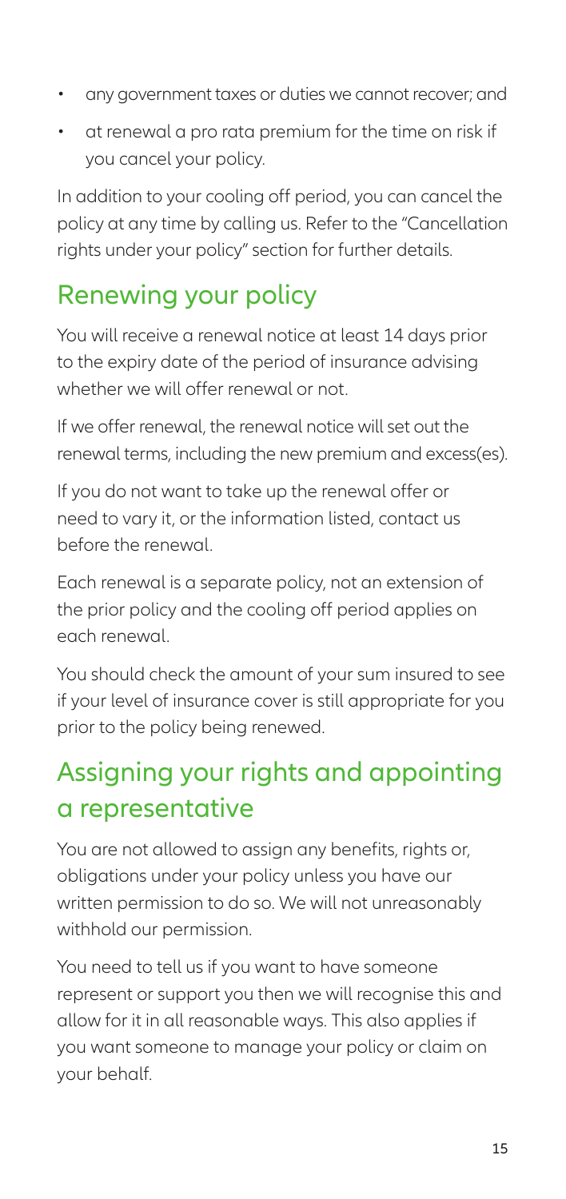- any government taxes or duties we cannot recover; and
- at renewal a pro rata premium for the time on risk if you cancel your policy.

In addition to your cooling off period, you can cancel the policy at any time by calling us. Refer to the "Cancellation rights under your policy" section for further details.

## Renewing your policy

You will receive a renewal notice at least 14 days prior to the expiry date of the period of insurance advising whether we will offer renewal or not.

If we offer renewal, the renewal notice will set out the renewal terms, including the new premium and excess(es).

If you do not want to take up the renewal offer or need to vary it, or the information listed, contact us before the renewal.

Each renewal is a separate policy, not an extension of the prior policy and the cooling off period applies on each renewal.

You should check the amount of your sum insured to see if your level of insurance cover is still appropriate for you prior to the policy being renewed.

## Assigning your rights and appointing a representative

You are not allowed to assign any benefits, rights or, obligations under your policy unless you have our written permission to do so. We will not unreasonably withhold our permission.

You need to tell us if you want to have someone represent or support you then we will recognise this and allow for it in all reasonable ways. This also applies if you want someone to manage your policy or claim on your behalf.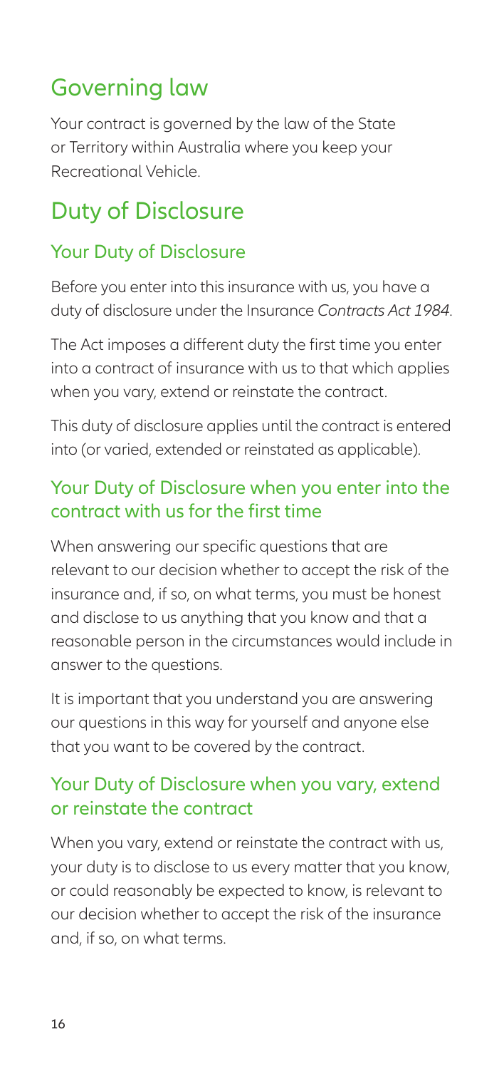## Governing law

Your contract is governed by the law of the State or Territory within Australia where you keep your Recreational Vehicle.

## Duty of Disclosure

### Your Duty of Disclosure

Before you enter into this insurance with us, you have a duty of disclosure under the Insurance *Contracts Act 1984*.

The Act imposes a different duty the first time you enter into a contract of insurance with us to that which applies when you vary, extend or reinstate the contract.

This duty of disclosure applies until the contract is entered into (or varied, extended or reinstated as applicable).

### Your Duty of Disclosure when you enter into the contract with us for the first time

When answering our specific questions that are relevant to our decision whether to accept the risk of the insurance and, if so, on what terms, you must be honest and disclose to us anything that you know and that a reasonable person in the circumstances would include in answer to the questions.

It is important that you understand you are answering our questions in this way for yourself and anyone else that you want to be covered by the contract.

### Your Duty of Disclosure when you vary, extend or reinstate the contract

When you vary, extend or reinstate the contract with us, your duty is to disclose to us every matter that you know, or could reasonably be expected to know, is relevant to our decision whether to accept the risk of the insurance and, if so, on what terms.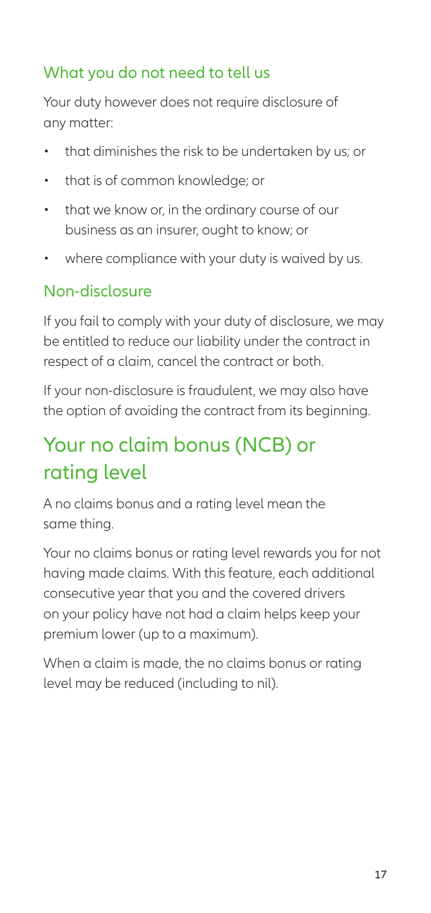### What you do not need to tell us

Your duty however does not require disclosure of any matter:

- that diminishes the risk to be undertaken by us; or
- that is of common knowledge; or
- that we know or, in the ordinary course of our business as an insurer, ought to know; or
- where compliance with your duty is waived by us.

### Non-disclosure

If you fail to comply with your duty of disclosure, we may be entitled to reduce our liability under the contract in respect of a claim, cancel the contract or both.

If your non-disclosure is fraudulent, we may also have the option of avoiding the contract from its beginning.

## Your no claim bonus (NCB) or rating level

A no claims bonus and a rating level mean the same thing.

Your no claims bonus or rating level rewards you for not having made claims. With this feature, each additional consecutive year that you and the covered drivers on your policy have not had a claim helps keep your premium lower (up to a maximum).

When a claim is made, the no claims bonus or rating level may be reduced (including to nil).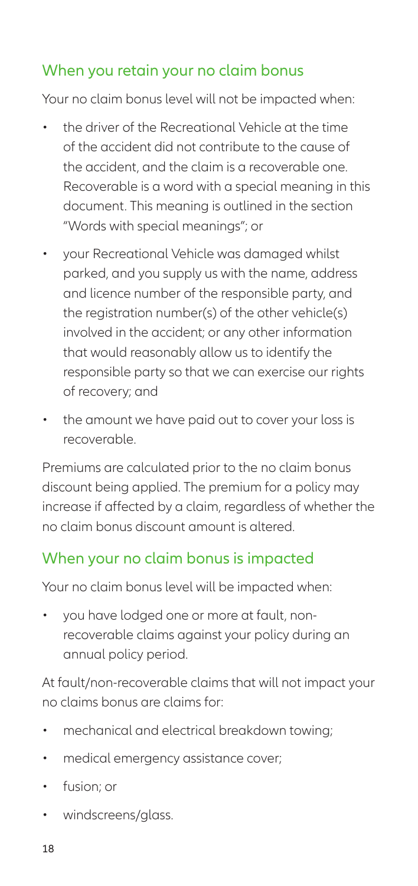## When you retain your no claim bonus

Your no claim bonus level will not be impacted when:

- the driver of the Recreational Vehicle at the time of the accident did not contribute to the cause of the accident, and the claim is a recoverable one. Recoverable is a word with a special meaning in this document. This meaning is outlined in the section "Words with special meanings"; or
- your Recreational Vehicle was damaged whilst parked, and you supply us with the name, address and licence number of the responsible party, and the registration number(s) of the other vehicle(s) involved in the accident; or any other information that would reasonably allow us to identify the responsible party so that we can exercise our rights of recovery; and
- the amount we have paid out to cover your loss is recoverable.

Premiums are calculated prior to the no claim bonus discount being applied. The premium for a policy may increase if affected by a claim, regardless of whether the no claim bonus discount amount is altered.

## When your no claim bonus is impacted

Your no claim bonus level will be impacted when:

- you have lodged one or more at fault, non-recoverable claims against your policy during an annual policy period.

At fault/non-recoverable claims that will not impact your no claims bonus are claims for:

- mechanical and electrical breakdown towing;
- medical emergency assistance cover;
- fusion; or
- windscreens/glass.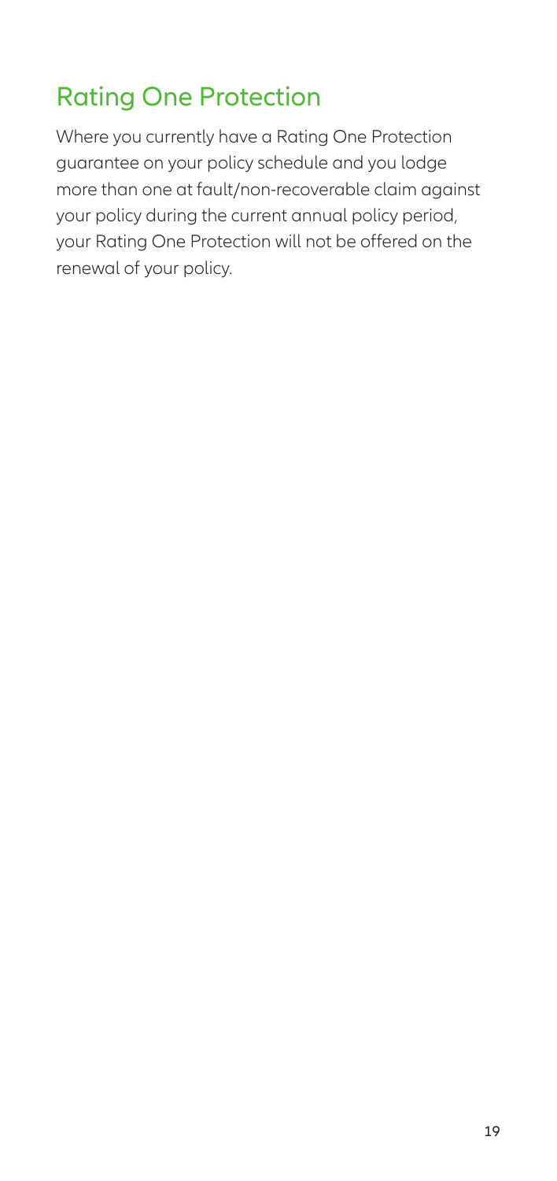## Rating One Protection

Where you currently have a Rating One Protection guarantee on your policy schedule and you lodge more than one at fault/non-recoverable claim against your policy during the current annual policy period, your Rating One Protection will not be offered on the renewal of your policy.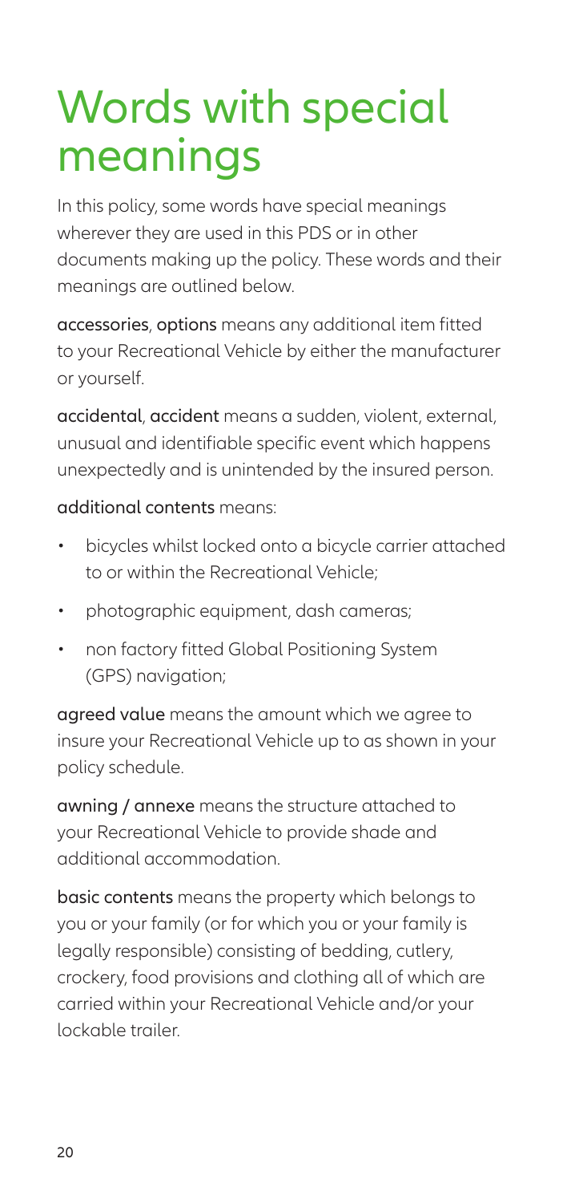# Words with special meanings

In this policy, some words have special meanings wherever they are used in this PDS or in other documents making up the policy. These words and their meanings are outlined below.

**accessories**, **options** means any additional item fitted to your Recreational Vehicle by either the manufacturer or yourself.

**accidental**, **accident** means a sudden, violent, external, unusual and identifiable specific event which happens unexpectedly and is unintended by the insured person.

**additional contents** means:

- bicycles whilst locked onto a bicycle carrier attached to or within the Recreational Vehicle;
- photographic equipment, dash cameras;
- non factory fitted Global Positioning System (GPS) navigation;

**agreed value** means the amount which we agree to insure your Recreational Vehicle up to as shown in your policy schedule.

**awning / annexe** means the structure attached to your Recreational Vehicle to provide shade and additional accommodation.

**basic contents** means the property which belongs to you or your family (or for which you or your family is legally responsible) consisting of bedding, cutlery, crockery, food provisions and clothing all of which are carried within your Recreational Vehicle and/or your lockable trailer.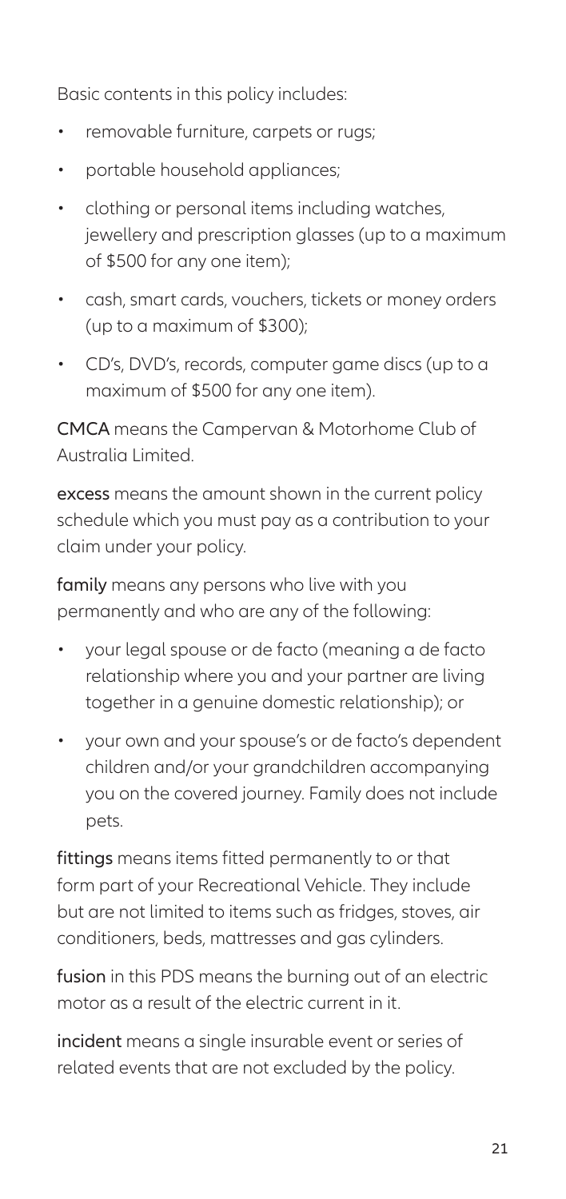Basic contents in this policy includes:

- removable furniture, carpets or rugs;
- portable household appliances;
- clothing or personal items including watches, jewellery and prescription glasses (up to a maximum of $500 for any one item);
- cash, smart cards, vouchers, tickets or money orders (up to a maximum of $300);
- CD's, DVD's, records, computer game discs (up to a maximum of $500 for any one item).

**CMCA** means the Campervan & Motorhome Club of Australia Limited.

**excess** means the amount shown in the current policy schedule which you must pay as a contribution to your claim under your policy.

**family** means any persons who live with you permanently and who are any of the following:

- your legal spouse or de facto (meaning a de facto relationship where you and your partner are living together in a genuine domestic relationship); or
- your own and your spouse's or de facto's dependent children and/or your grandchildren accompanying you on the covered journey. Family does not include pets.

**fittings** means items fitted permanently to or that form part of your Recreational Vehicle. They include but are not limited to items such as fridges, stoves, air conditioners, beds, mattresses and gas cylinders.

**fusion** in this PDS means the burning out of an electric motor as a result of the electric current in it.

**incident** means a single insurable event or series of related events that are not excluded by the policy.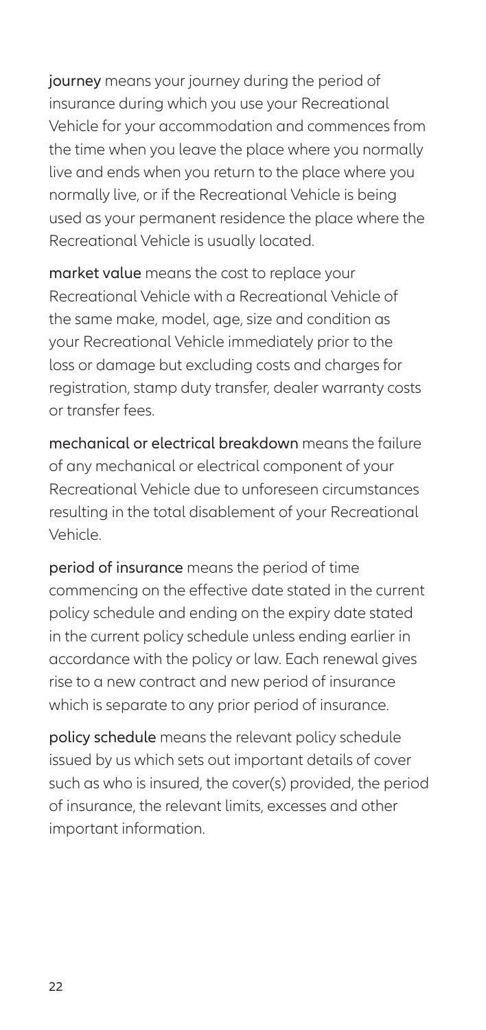**journey** means your journey during the period of insurance during which you use your Recreational Vehicle for your accommodation and commences from the time when you leave the place where you normally live and ends when you return to the place where you normally live, or if the Recreational Vehicle is being used as your permanent residence the place where the Recreational Vehicle is usually located.

**market value** means the cost to replace your Recreational Vehicle with a Recreational Vehicle of the same make, model, age, size and condition as your Recreational Vehicle immediately prior to the loss or damage but excluding costs and charges for registration, stamp duty transfer, dealer warranty costs or transfer fees.

**mechanical or electrical breakdown** means the failure of any mechanical or electrical component of your Recreational Vehicle due to unforeseen circumstances resulting in the total disablement of your Recreational Vehicle.

**period of insurance** means the period of time commencing on the effective date stated in the current policy schedule and ending on the expiry date stated in the current policy schedule unless ending earlier in accordance with the policy or law. Each renewal gives rise to a new contract and new period of insurance which is separate to any prior period of insurance.

**policy schedule** means the relevant policy schedule issued by us which sets out important details of cover such as who is insured, the cover(s) provided, the period of insurance, the relevant limits, excesses and other important information.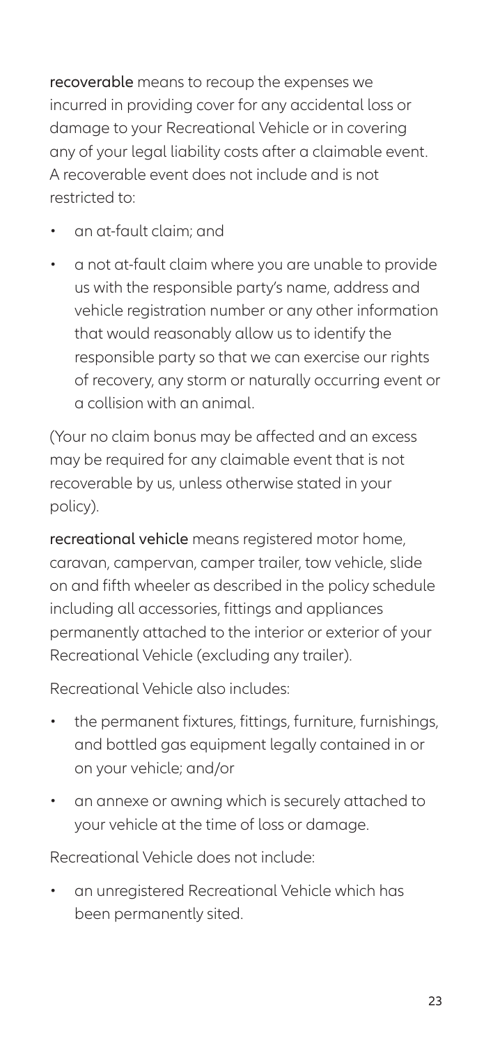**recoverable** means to recoup the expenses we incurred in providing cover for any accidental loss or damage to your Recreational Vehicle or in covering any of your legal liability costs after a claimable event. A recoverable event does not include and is not restricted to:

- an at-fault claim; and
- a not at-fault claim where you are unable to provide us with the responsible party's name, address and vehicle registration number or any other information that would reasonably allow us to identify the responsible party so that we can exercise our rights of recovery, any storm or naturally occurring event or a collision with an animal.

(Your no claim bonus may be affected and an excess may be required for any claimable event that is not recoverable by us, unless otherwise stated in your policy).

**recreational vehicle** means registered motor home, caravan, campervan, camper trailer, tow vehicle, slide on and fifth wheeler as described in the policy schedule including all accessories, fittings and appliances permanently attached to the interior or exterior of your Recreational Vehicle (excluding any trailer).

Recreational Vehicle also includes:

- the permanent fixtures, fittings, furniture, furnishings, and bottled gas equipment legally contained in or on your vehicle; and/or
- an annexe or awning which is securely attached to your vehicle at the time of loss or damage.

Recreational Vehicle does not include:

- an unregistered Recreational Vehicle which has been permanently sited.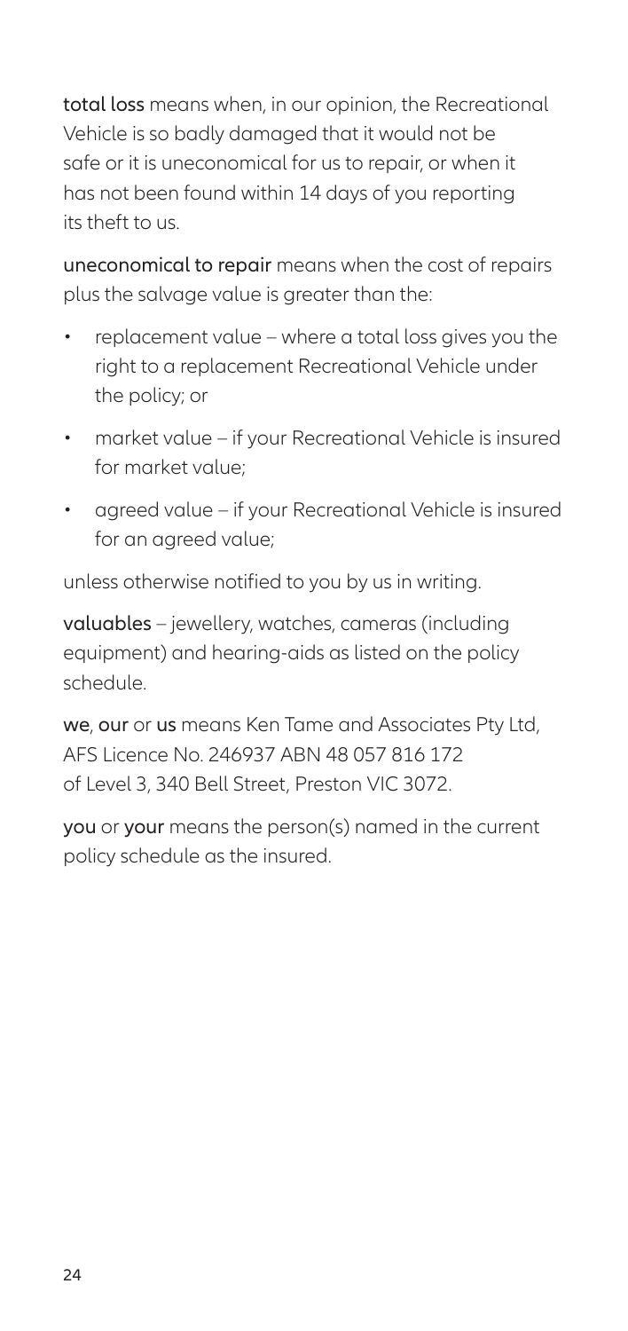**total loss** means when, in our opinion, the Recreational Vehicle is so badly damaged that it would not be safe or it is uneconomical for us to repair, or when it has not been found within 14 days of you reporting its theft to us.

**uneconomical to repair** means when the cost of repairs plus the salvage value is greater than the:

- replacement value – where a total loss gives you the right to a replacement Recreational Vehicle under the policy; or
- market value – if your Recreational Vehicle is insured for market value;
- agreed value – if your Recreational Vehicle is insured for an agreed value;

unless otherwise notified to you by us in writing.

**valuables** – jewellery, watches, cameras (including equipment) and hearing-aids as listed on the policy schedule.

**we**, **our** or **us** means Ken Tame and Associates Pty Ltd, AFS Licence No. 246937 ABN 48 057 816 172 of Level 3, 340 Bell Street, Preston VIC 3072.

**you** or **your** means the person(s) named in the current policy schedule as the insured.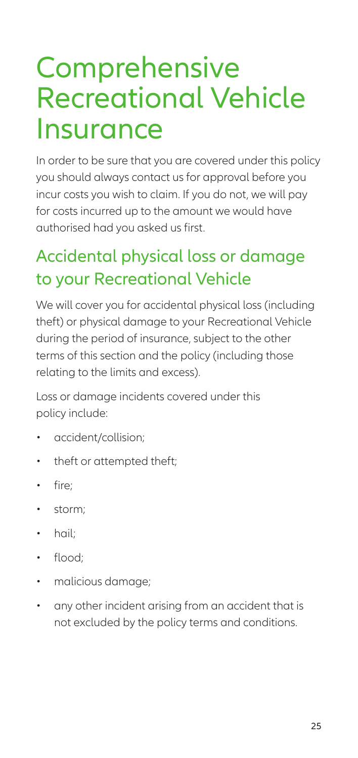# Comprehensive Recreational Vehicle Insurance

In order to be sure that you are covered under this policy you should always contact us for approval before you incur costs you wish to claim. If you do not, we will pay for costs incurred up to the amount we would have authorised had you asked us first.

## Accidental physical loss or damage to your Recreational Vehicle

We will cover you for accidental physical loss (including theft) or physical damage to your Recreational Vehicle during the period of insurance, subject to the other terms of this section and the policy (including those relating to the limits and excess).

Loss or damage incidents covered under this policy include:

- accident/collision;
- theft or attempted theft;
- fire;
- storm;
- hail;
- flood;
- malicious damage;
- any other incident arising from an accident that is not excluded by the policy terms and conditions.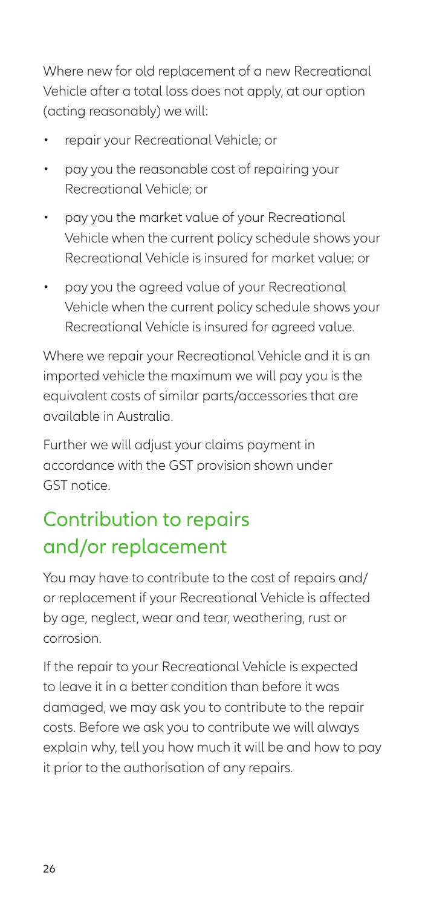Where new for old replacement of a new Recreational Vehicle after a total loss does not apply, at our option (acting reasonably) we will:

- repair your Recreational Vehicle; or
- pay you the reasonable cost of repairing your Recreational Vehicle; or
- pay you the market value of your Recreational Vehicle when the current policy schedule shows your Recreational Vehicle is insured for market value; or
- pay you the agreed value of your Recreational Vehicle when the current policy schedule shows your Recreational Vehicle is insured for agreed value.

Where we repair your Recreational Vehicle and it is an imported vehicle the maximum we will pay you is the equivalent costs of similar parts/accessories that are available in Australia.

Further we will adjust your claims payment in accordance with the GST provision shown under GST notice.

## Contribution to repairs and/or replacement

You may have to contribute to the cost of repairs and/or replacement if your Recreational Vehicle is affected by age, neglect, wear and tear, weathering, rust or corrosion.

If the repair to your Recreational Vehicle is expected to leave it in a better condition than before it was damaged, we may ask you to contribute to the repair costs. Before we ask you to contribute we will always explain why, tell you how much it will be and how to pay it prior to the authorisation of any repairs.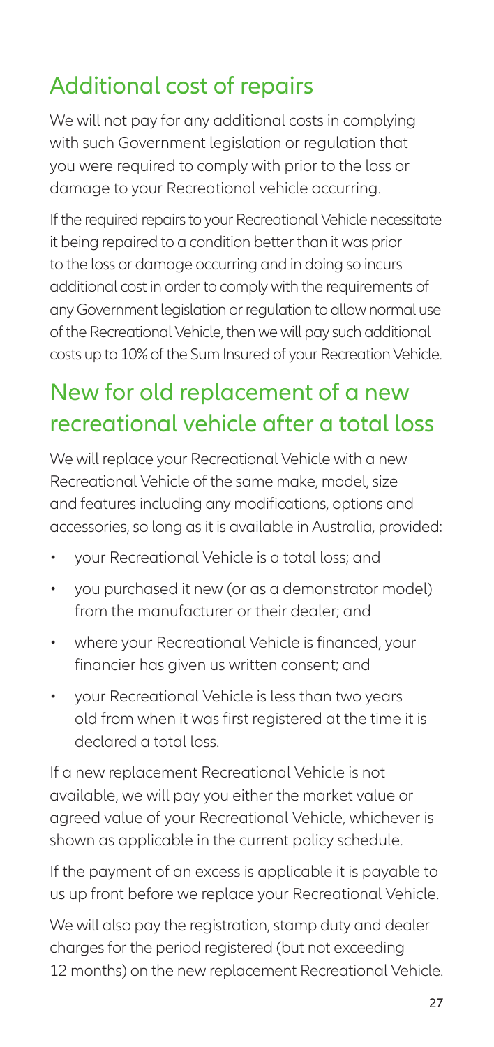## Additional cost of repairs

We will not pay for any additional costs in complying with such Government legislation or regulation that you were required to comply with prior to the loss or damage to your Recreational vehicle occurring.

If the required repairs to your Recreational Vehicle necessitate it being repaired to a condition better than it was prior to the loss or damage occurring and in doing so incurs additional cost in order to comply with the requirements of any Government legislation or regulation to allow normal use of the Recreational Vehicle, then we will pay such additional costs up to 10% of the Sum Insured of your Recreation Vehicle.

## New for old replacement of a new recreational vehicle after a total loss

We will replace your Recreational Vehicle with a new Recreational Vehicle of the same make, model, size and features including any modifications, options and accessories, so long as it is available in Australia, provided:

- your Recreational Vehicle is a total loss; and
- you purchased it new (or as a demonstrator model) from the manufacturer or their dealer; and
- where your Recreational Vehicle is financed, your financier has given us written consent; and
- your Recreational Vehicle is less than two years old from when it was first registered at the time it is declared a total loss.

If a new replacement Recreational Vehicle is not available, we will pay you either the market value or agreed value of your Recreational Vehicle, whichever is shown as applicable in the current policy schedule.

If the payment of an excess is applicable it is payable to us up front before we replace your Recreational Vehicle.

We will also pay the registration, stamp duty and dealer charges for the period registered (but not exceeding 12 months) on the new replacement Recreational Vehicle.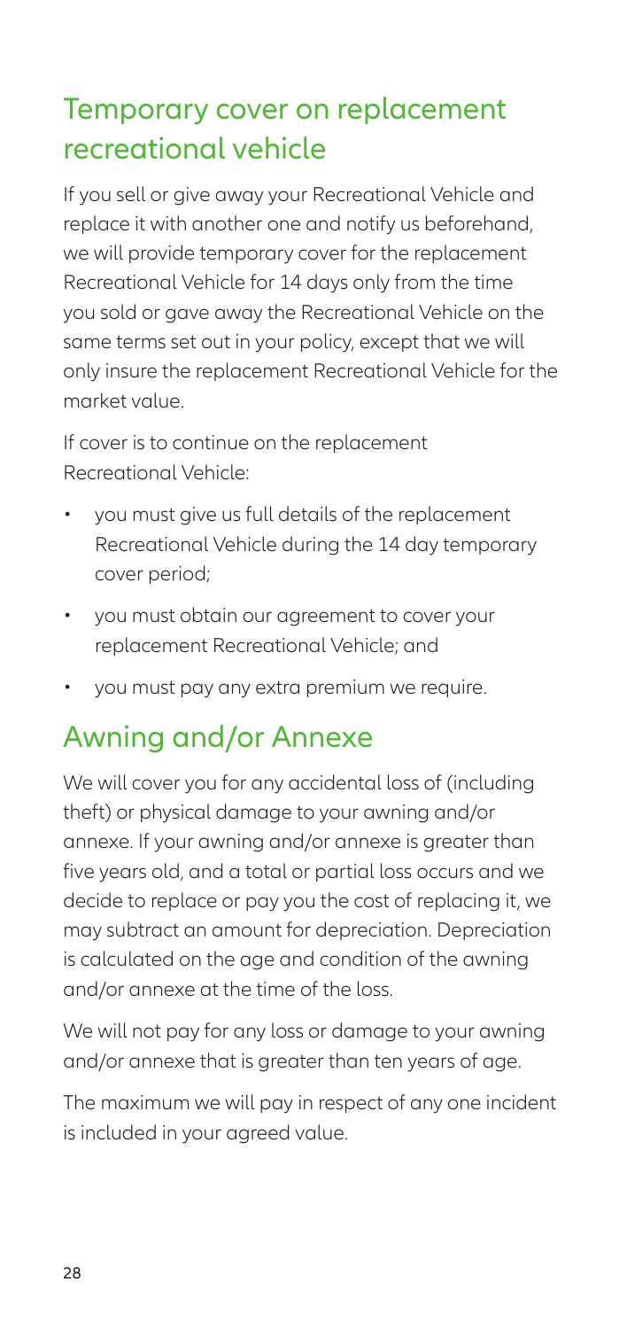## Temporary cover on replacement recreational vehicle

If you sell or give away your Recreational Vehicle and replace it with another one and notify us beforehand, we will provide temporary cover for the replacement Recreational Vehicle for 14 days only from the time you sold or gave away the Recreational Vehicle on the same terms set out in your policy, except that we will only insure the replacement Recreational Vehicle for the market value.

If cover is to continue on the replacement Recreational Vehicle:

- you must give us full details of the replacement Recreational Vehicle during the 14 day temporary cover period;
- you must obtain our agreement to cover your replacement Recreational Vehicle; and
- you must pay any extra premium we require.

## Awning and/or Annexe

We will cover you for any accidental loss of (including theft) or physical damage to your awning and/or annexe. If your awning and/or annexe is greater than five years old, and a total or partial loss occurs and we decide to replace or pay you the cost of replacing it, we may subtract an amount for depreciation. Depreciation is calculated on the age and condition of the awning and/or annexe at the time of the loss.

We will not pay for any loss or damage to your awning and/or annexe that is greater than ten years of age.

The maximum we will pay in respect of any one incident is included in your agreed value.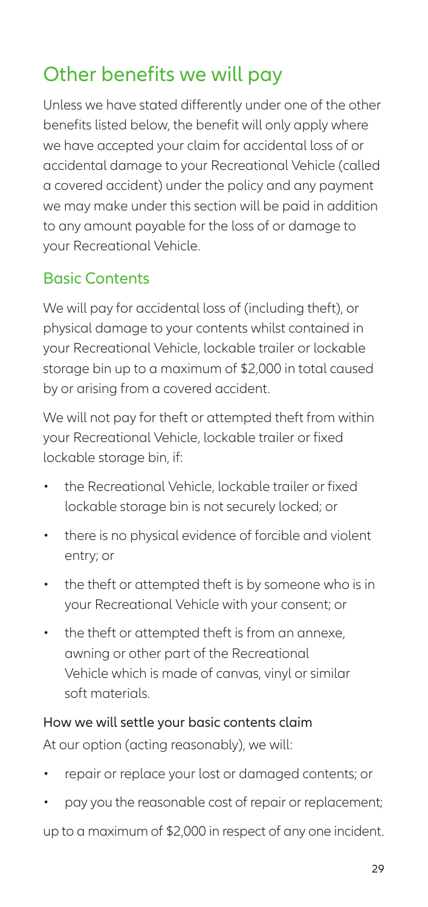# Other benefits we will pay

Unless we have stated differently under one of the other benefits listed below, the benefit will only apply where we have accepted your claim for accidental loss of or accidental damage to your Recreational Vehicle (called a covered accident) under the policy and any payment we may make under this section will be paid in addition to any amount payable for the loss of or damage to your Recreational Vehicle.

## Basic Contents

We will pay for accidental loss of (including theft), or physical damage to your contents whilst contained in your Recreational Vehicle, lockable trailer or lockable storage bin up to a maximum of $2,000 in total caused by or arising from a covered accident.

We will not pay for theft or attempted theft from within your Recreational Vehicle, lockable trailer or fixed lockable storage bin, if:

- the Recreational Vehicle, lockable trailer or fixed lockable storage bin is not securely locked; or
- there is no physical evidence of forcible and violent entry; or
- the theft or attempted theft is by someone who is in your Recreational Vehicle with your consent; or
- the theft or attempted theft is from an annexe, awning or other part of the Recreational Vehicle which is made of canvas, vinyl or similar soft materials.

### How we will settle your basic contents claim

At our option (acting reasonably), we will:

- repair or replace your lost or damaged contents; or
- pay you the reasonable cost of repair or replacement;

up to a maximum of $2,000 in respect of any one incident.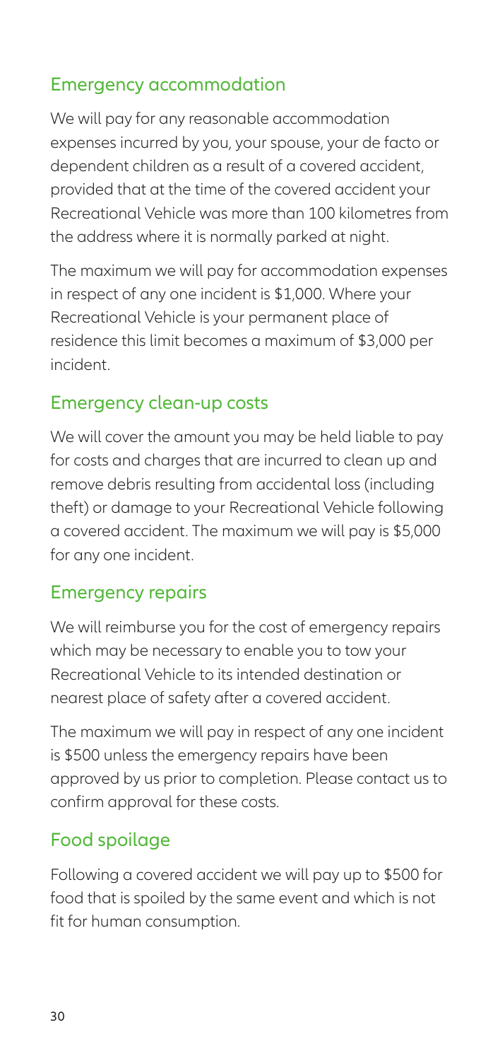## Emergency accommodation

We will pay for any reasonable accommodation expenses incurred by you, your spouse, your de facto or dependent children as a result of a covered accident, provided that at the time of the covered accident your Recreational Vehicle was more than 100 kilometres from the address where it is normally parked at night.

The maximum we will pay for accommodation expenses in respect of any one incident is $1,000. Where your Recreational Vehicle is your permanent place of residence this limit becomes a maximum of $3,000 per incident.

## Emergency clean-up costs

We will cover the amount you may be held liable to pay for costs and charges that are incurred to clean up and remove debris resulting from accidental loss (including theft) or damage to your Recreational Vehicle following a covered accident. The maximum we will pay is $5,000 for any one incident.

## Emergency repairs

We will reimburse you for the cost of emergency repairs which may be necessary to enable you to tow your Recreational Vehicle to its intended destination or nearest place of safety after a covered accident.

The maximum we will pay in respect of any one incident is $500 unless the emergency repairs have been approved by us prior to completion. Please contact us to confirm approval for these costs.

## Food spoilage

Following a covered accident we will pay up to $500 for food that is spoiled by the same event and which is not fit for human consumption.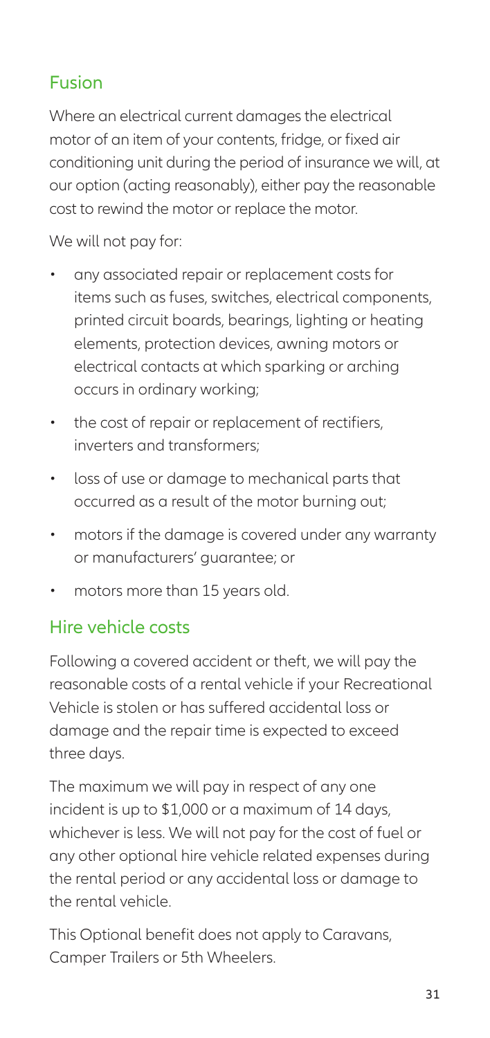## Fusion

Where an electrical current damages the electrical motor of an item of your contents, fridge, or fixed air conditioning unit during the period of insurance we will, at our option (acting reasonably), either pay the reasonable cost to rewind the motor or replace the motor.

We will not pay for:

- any associated repair or replacement costs for items such as fuses, switches, electrical components, printed circuit boards, bearings, lighting or heating elements, protection devices, awning motors or electrical contacts at which sparking or arching occurs in ordinary working;
- the cost of repair or replacement of rectifiers, inverters and transformers;
- loss of use or damage to mechanical parts that occurred as a result of the motor burning out;
- motors if the damage is covered under any warranty or manufacturers' guarantee; or
- motors more than 15 years old.

## Hire vehicle costs

Following a covered accident or theft, we will pay the reasonable costs of a rental vehicle if your Recreational Vehicle is stolen or has suffered accidental loss or damage and the repair time is expected to exceed three days.

The maximum we will pay in respect of any one incident is up to $1,000 or a maximum of 14 days, whichever is less. We will not pay for the cost of fuel or any other optional hire vehicle related expenses during the rental period or any accidental loss or damage to the rental vehicle.

This Optional benefit does not apply to Caravans, Camper Trailers or 5th Wheelers.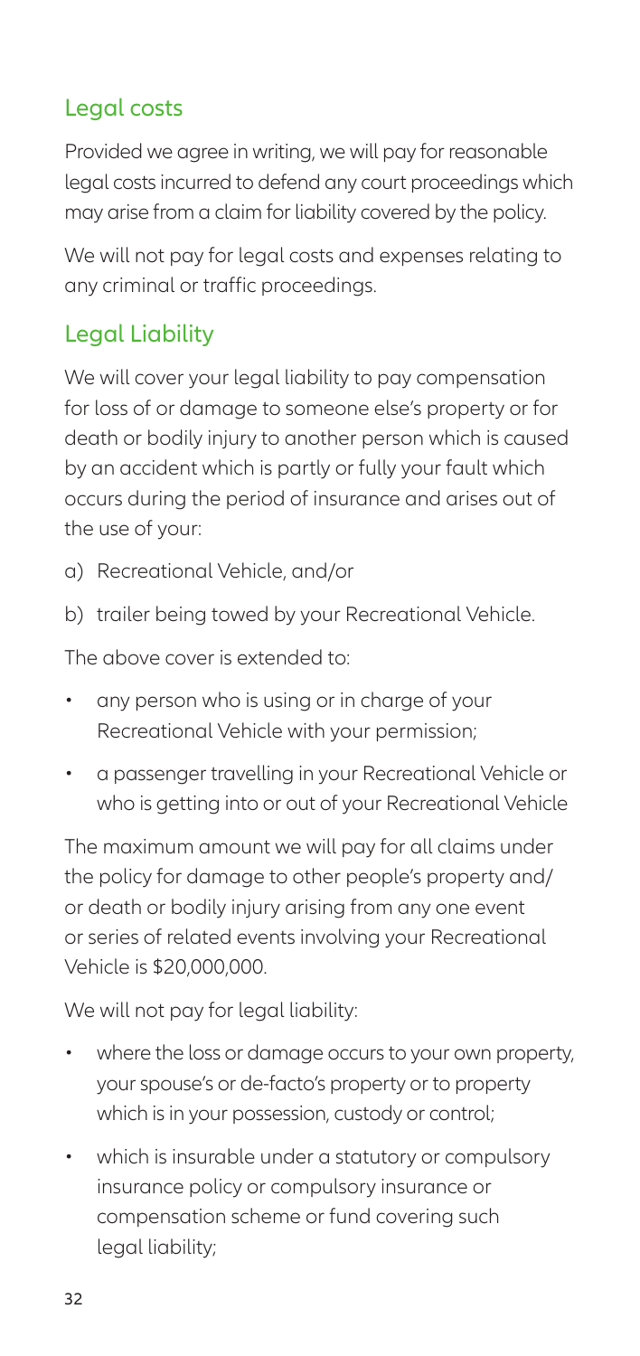## Legal costs

Provided we agree in writing, we will pay for reasonable legal costs incurred to defend any court proceedings which may arise from a claim for liability covered by the policy.

We will not pay for legal costs and expenses relating to any criminal or traffic proceedings.

## Legal Liability

We will cover your legal liability to pay compensation for loss of or damage to someone else's property or for death or bodily injury to another person which is caused by an accident which is partly or fully your fault which occurs during the period of insurance and arises out of the use of your:

a) Recreational Vehicle, and/or

b) trailer being towed by your Recreational Vehicle.

The above cover is extended to:

- any person who is using or in charge of your Recreational Vehicle with your permission;
- a passenger travelling in your Recreational Vehicle or who is getting into or out of your Recreational Vehicle

The maximum amount we will pay for all claims under the policy for damage to other people's property and/ or death or bodily injury arising from any one event or series of related events involving your Recreational Vehicle is $20,000,000.

We will not pay for legal liability:

- where the loss or damage occurs to your own property, your spouse's or de-facto's property or to property which is in your possession, custody or control;
- which is insurable under a statutory or compulsory insurance policy or compulsory insurance or compensation scheme or fund covering such legal liability;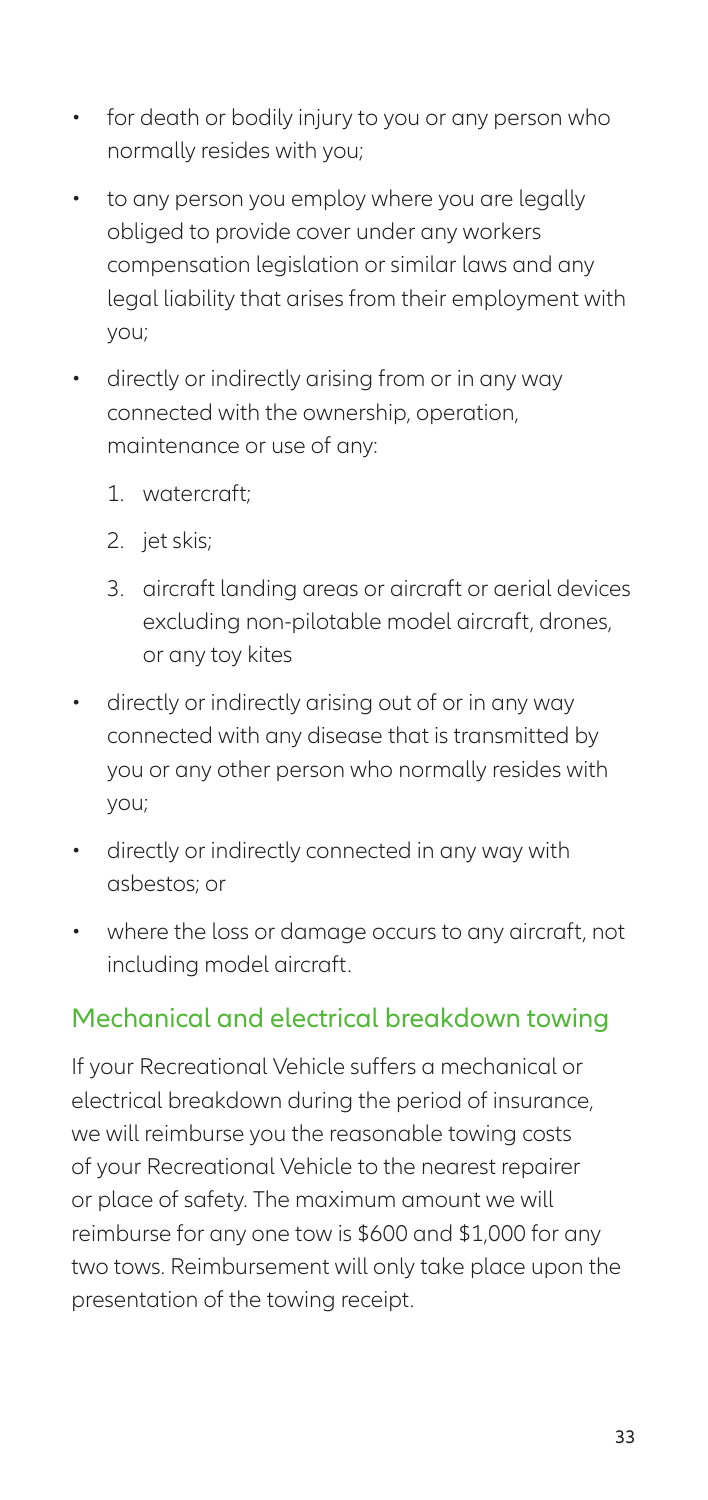- for death or bodily injury to you or any person who normally resides with you;
- to any person you employ where you are legally obliged to provide cover under any workers compensation legislation or similar laws and any legal liability that arises from their employment with you;
- directly or indirectly arising from or in any way connected with the ownership, operation, maintenance or use of any:
  1. watercraft;
  2. jet skis;
  3. aircraft landing areas or aircraft or aerial devices excluding non-pilotable model aircraft, drones, or any toy kites
- directly or indirectly arising out of or in any way connected with any disease that is transmitted by you or any other person who normally resides with you;
- directly or indirectly connected in any way with asbestos; or
- where the loss or damage occurs to any aircraft, not including model aircraft.

## Mechanical and electrical breakdown towing

If your Recreational Vehicle suffers a mechanical or electrical breakdown during the period of insurance, we will reimburse you the reasonable towing costs of your Recreational Vehicle to the nearest repairer or place of safety. The maximum amount we will reimburse for any one tow is $600 and $1,000 for any two tows. Reimbursement will only take place upon the presentation of the towing receipt.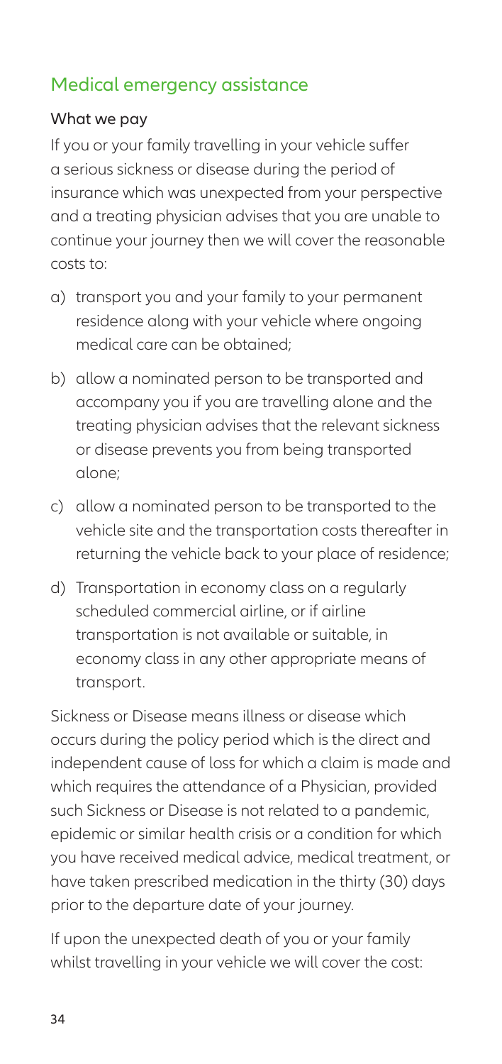## Medical emergency assistance

### What we pay

If you or your family travelling in your vehicle suffer a serious sickness or disease during the period of insurance which was unexpected from your perspective and a treating physician advises that you are unable to continue your journey then we will cover the reasonable costs to:

a) transport you and your family to your permanent residence along with your vehicle where ongoing medical care can be obtained;

b) allow a nominated person to be transported and accompany you if you are travelling alone and the treating physician advises that the relevant sickness or disease prevents you from being transported alone;

c) allow a nominated person to be transported to the vehicle site and the transportation costs thereafter in returning the vehicle back to your place of residence;

d) Transportation in economy class on a regularly scheduled commercial airline, or if airline transportation is not available or suitable, in economy class in any other appropriate means of transport.

Sickness or Disease means illness or disease which occurs during the policy period which is the direct and independent cause of loss for which a claim is made and which requires the attendance of a Physician, provided such Sickness or Disease is not related to a pandemic, epidemic or similar health crisis or a condition for which you have received medical advice, medical treatment, or have taken prescribed medication in the thirty (30) days prior to the departure date of your journey.

If upon the unexpected death of you or your family whilst travelling in your vehicle we will cover the cost: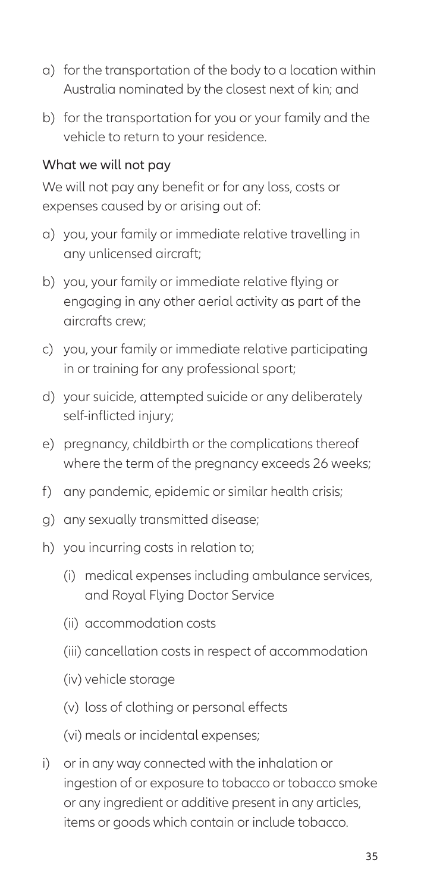a) for the transportation of the body to a location within Australia nominated by the closest next of kin; and

b) for the transportation for you or your family and the vehicle to return to your residence.

### What we will not pay

We will not pay any benefit or for any loss, costs or expenses caused by or arising out of:

a) you, your family or immediate relative travelling in any unlicensed aircraft;

b) you, your family or immediate relative flying or engaging in any other aerial activity as part of the aircrafts crew;

c) you, your family or immediate relative participating in or training for any professional sport;

d) your suicide, attempted suicide or any deliberately self-inflicted injury;

e) pregnancy, childbirth or the complications thereof where the term of the pregnancy exceeds 26 weeks;

f) any pandemic, epidemic or similar health crisis;

g) any sexually transmitted disease;

h) you incurring costs in relation to;

   (i) medical expenses including ambulance services, and Royal Flying Doctor Service

   (ii) accommodation costs

   (iii) cancellation costs in respect of accommodation

   (iv) vehicle storage

   (v) loss of clothing or personal effects

   (vi) meals or incidental expenses;

i) or in any way connected with the inhalation or ingestion of or exposure to tobacco or tobacco smoke or any ingredient or additive present in any articles, items or goods which contain or include tobacco.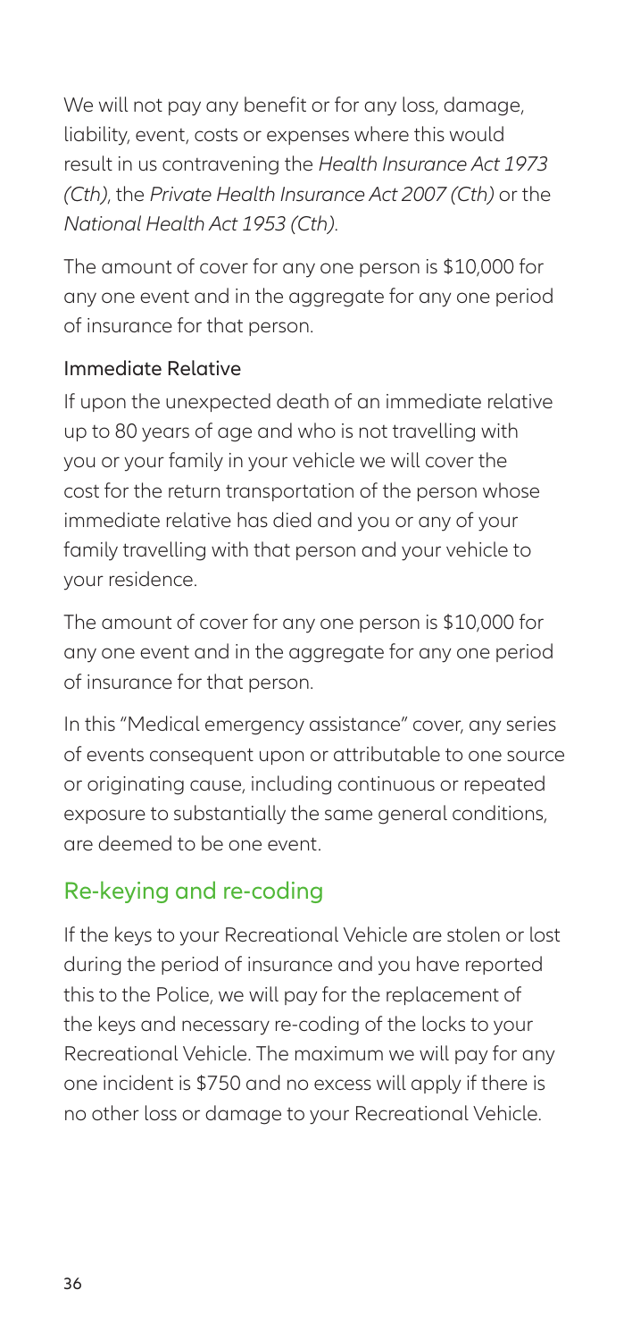We will not pay any benefit or for any loss, damage, liability, event, costs or expenses where this would result in us contravening the *Health Insurance Act 1973 (Cth)*, the *Private Health Insurance Act 2007 (Cth)* or the *National Health Act 1953 (Cth)*.

The amount of cover for any one person is $10,000 for any one event and in the aggregate for any one period of insurance for that person.

### Immediate Relative

If upon the unexpected death of an immediate relative up to 80 years of age and who is not travelling with you or your family in your vehicle we will cover the cost for the return transportation of the person whose immediate relative has died and you or any of your family travelling with that person and your vehicle to your residence.

The amount of cover for any one person is $10,000 for any one event and in the aggregate for any one period of insurance for that person.

In this "Medical emergency assistance" cover, any series of events consequent upon or attributable to one source or originating cause, including continuous or repeated exposure to substantially the same general conditions, are deemed to be one event.

## Re-keying and re-coding

If the keys to your Recreational Vehicle are stolen or lost during the period of insurance and you have reported this to the Police, we will pay for the replacement of the keys and necessary re-coding of the locks to your Recreational Vehicle. The maximum we will pay for any one incident is $750 and no excess will apply if there is no other loss or damage to your Recreational Vehicle.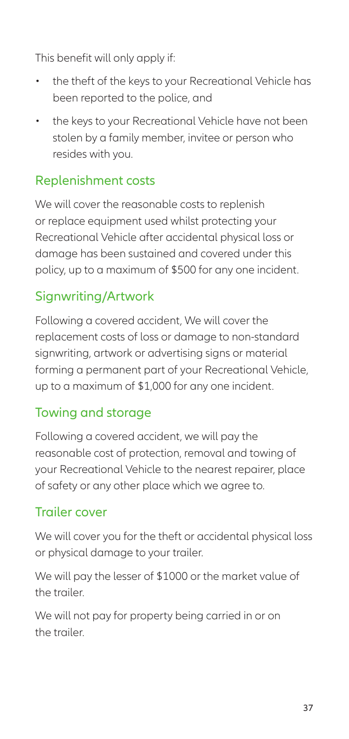This benefit will only apply if:

- the theft of the keys to your Recreational Vehicle has been reported to the police, and
- the keys to your Recreational Vehicle have not been stolen by a family member, invitee or person who resides with you.

## Replenishment costs

We will cover the reasonable costs to replenish or replace equipment used whilst protecting your Recreational Vehicle after accidental physical loss or damage has been sustained and covered under this policy, up to a maximum of $500 for any one incident.

## Signwriting/Artwork

Following a covered accident, We will cover the replacement costs of loss or damage to non-standard signwriting, artwork or advertising signs or material forming a permanent part of your Recreational Vehicle, up to a maximum of $1,000 for any one incident.

## Towing and storage

Following a covered accident, we will pay the reasonable cost of protection, removal and towing of your Recreational Vehicle to the nearest repairer, place of safety or any other place which we agree to.

## Trailer cover

We will cover you for the theft or accidental physical loss or physical damage to your trailer.

We will pay the lesser of $1000 or the market value of the trailer.

We will not pay for property being carried in or on the trailer.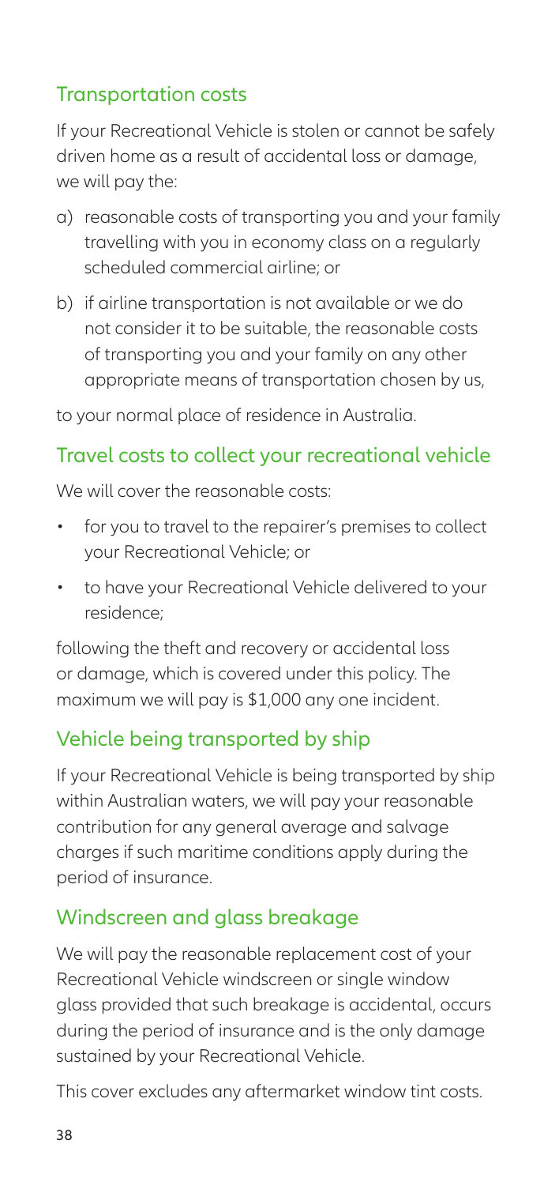## Transportation costs

If your Recreational Vehicle is stolen or cannot be safely driven home as a result of accidental loss or damage, we will pay the:

a) reasonable costs of transporting you and your family travelling with you in economy class on a regularly scheduled commercial airline; or

b) if airline transportation is not available or we do not consider it to be suitable, the reasonable costs of transporting you and your family on any other appropriate means of transportation chosen by us,

to your normal place of residence in Australia.

## Travel costs to collect your recreational vehicle

We will cover the reasonable costs:

- for you to travel to the repairer's premises to collect your Recreational Vehicle; or
- to have your Recreational Vehicle delivered to your residence;

following the theft and recovery or accidental loss or damage, which is covered under this policy. The maximum we will pay is $1,000 any one incident.

## Vehicle being transported by ship

If your Recreational Vehicle is being transported by ship within Australian waters, we will pay your reasonable contribution for any general average and salvage charges if such maritime conditions apply during the period of insurance.

## Windscreen and glass breakage

We will pay the reasonable replacement cost of your Recreational Vehicle windscreen or single window glass provided that such breakage is accidental, occurs during the period of insurance and is the only damage sustained by your Recreational Vehicle.

This cover excludes any aftermarket window tint costs.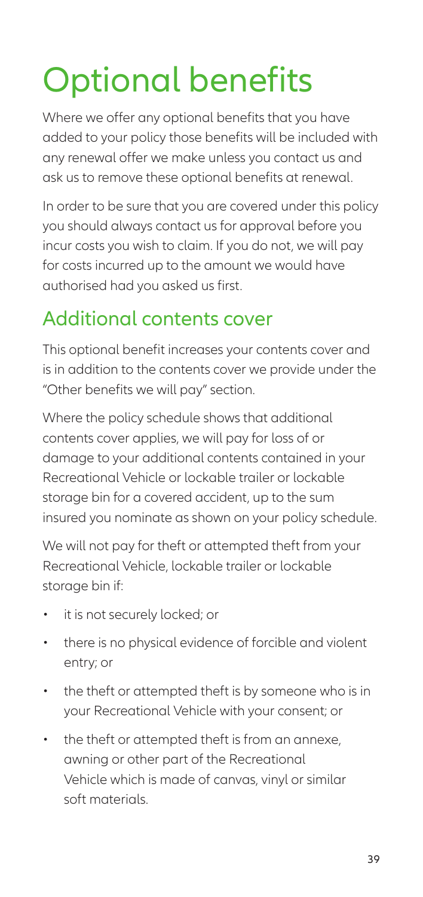# Optional benefits

Where we offer any optional benefits that you have added to your policy those benefits will be included with any renewal offer we make unless you contact us and ask us to remove these optional benefits at renewal.

In order to be sure that you are covered under this policy you should always contact us for approval before you incur costs you wish to claim. If you do not, we will pay for costs incurred up to the amount we would have authorised had you asked us first.

## Additional contents cover

This optional benefit increases your contents cover and is in addition to the contents cover we provide under the "Other benefits we will pay" section.

Where the policy schedule shows that additional contents cover applies, we will pay for loss of or damage to your additional contents contained in your Recreational Vehicle or lockable trailer or lockable storage bin for a covered accident, up to the sum insured you nominate as shown on your policy schedule.

We will not pay for theft or attempted theft from your Recreational Vehicle, lockable trailer or lockable storage bin if:

- it is not securely locked; or
- there is no physical evidence of forcible and violent entry; or
- the theft or attempted theft is by someone who is in your Recreational Vehicle with your consent; or
- the theft or attempted theft is from an annexe, awning or other part of the Recreational Vehicle which is made of canvas, vinyl or similar soft materials.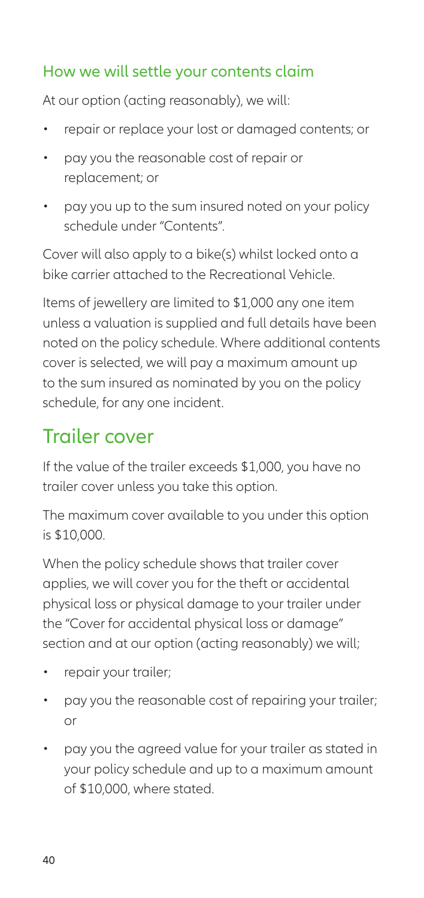### How we will settle your contents claim

At our option (acting reasonably), we will:

- repair or replace your lost or damaged contents; or
- pay you the reasonable cost of repair or replacement; or
- pay you up to the sum insured noted on your policy schedule under "Contents".

Cover will also apply to a bike(s) whilst locked onto a bike carrier attached to the Recreational Vehicle.

Items of jewellery are limited to $1,000 any one item unless a valuation is supplied and full details have been noted on the policy schedule. Where additional contents cover is selected, we will pay a maximum amount up to the sum insured as nominated by you on the policy schedule, for any one incident.

## Trailer cover

If the value of the trailer exceeds $1,000, you have no trailer cover unless you take this option.

The maximum cover available to you under this option is $10,000.

When the policy schedule shows that trailer cover applies, we will cover you for the theft or accidental physical loss or physical damage to your trailer under the "Cover for accidental physical loss or damage" section and at our option (acting reasonably) we will;

- repair your trailer;
- pay you the reasonable cost of repairing your trailer; or
- pay you the agreed value for your trailer as stated in your policy schedule and up to a maximum amount of $10,000, where stated.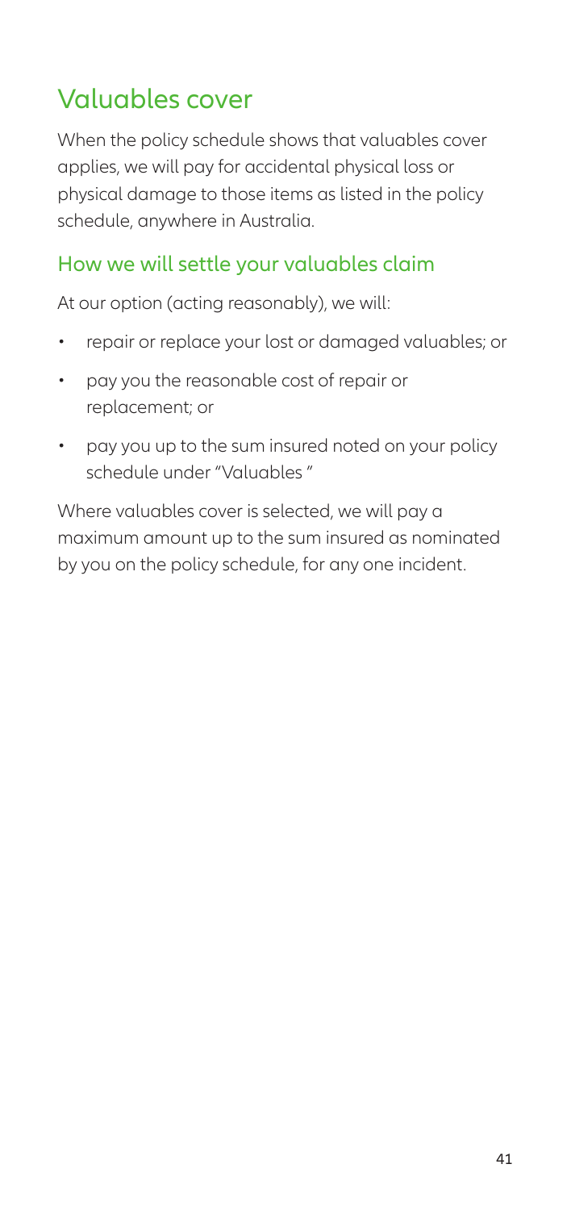## Valuables cover

When the policy schedule shows that valuables cover applies, we will pay for accidental physical loss or physical damage to those items as listed in the policy schedule, anywhere in Australia.

### How we will settle your valuables claim

At our option (acting reasonably), we will:

- repair or replace your lost or damaged valuables; or
- pay you the reasonable cost of repair or replacement; or
- pay you up to the sum insured noted on your policy schedule under "Valuables "

Where valuables cover is selected, we will pay a maximum amount up to the sum insured as nominated by you on the policy schedule, for any one incident.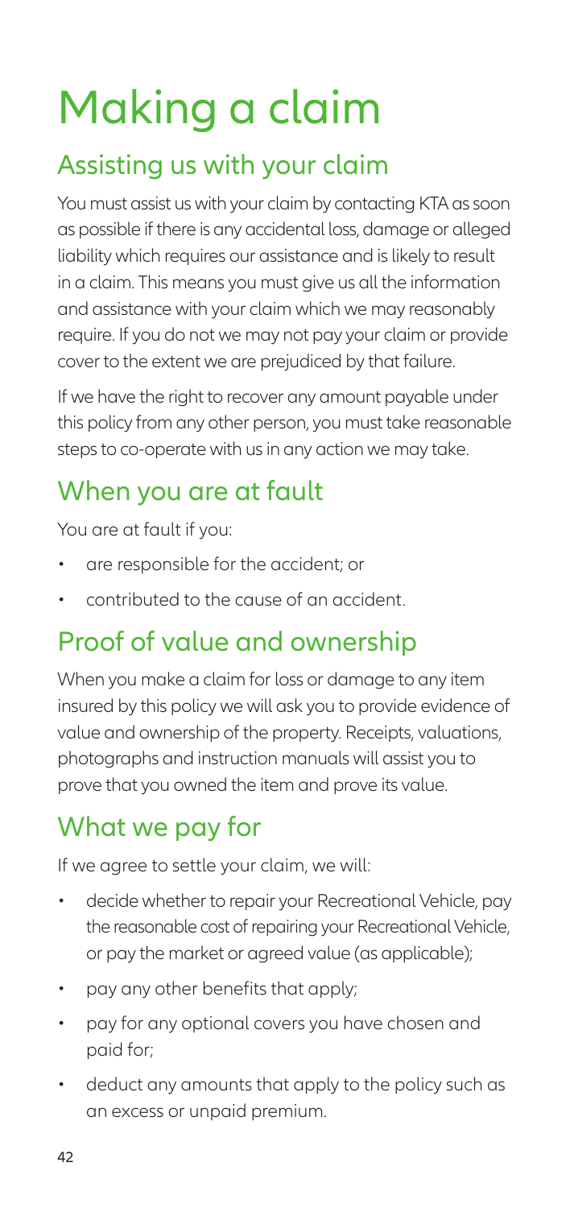# Making a claim

## Assisting us with your claim

You must assist us with your claim by contacting KTA as soon as possible if there is any accidental loss, damage or alleged liability which requires our assistance and is likely to result in a claim. This means you must give us all the information and assistance with your claim which we may reasonably require. If you do not we may not pay your claim or provide cover to the extent we are prejudiced by that failure.

If we have the right to recover any amount payable under this policy from any other person, you must take reasonable steps to co-operate with us in any action we may take.

## When you are at fault

You are at fault if you:

- are responsible for the accident; or
- contributed to the cause of an accident.

## Proof of value and ownership

When you make a claim for loss or damage to any item insured by this policy we will ask you to provide evidence of value and ownership of the property. Receipts, valuations, photographs and instruction manuals will assist you to prove that you owned the item and prove its value.

## What we pay for

If we agree to settle your claim, we will:

- decide whether to repair your Recreational Vehicle, pay the reasonable cost of repairing your Recreational Vehicle, or pay the market or agreed value (as applicable);
- pay any other benefits that apply;
- pay for any optional covers you have chosen and paid for;
- deduct any amounts that apply to the policy such as an excess or unpaid premium.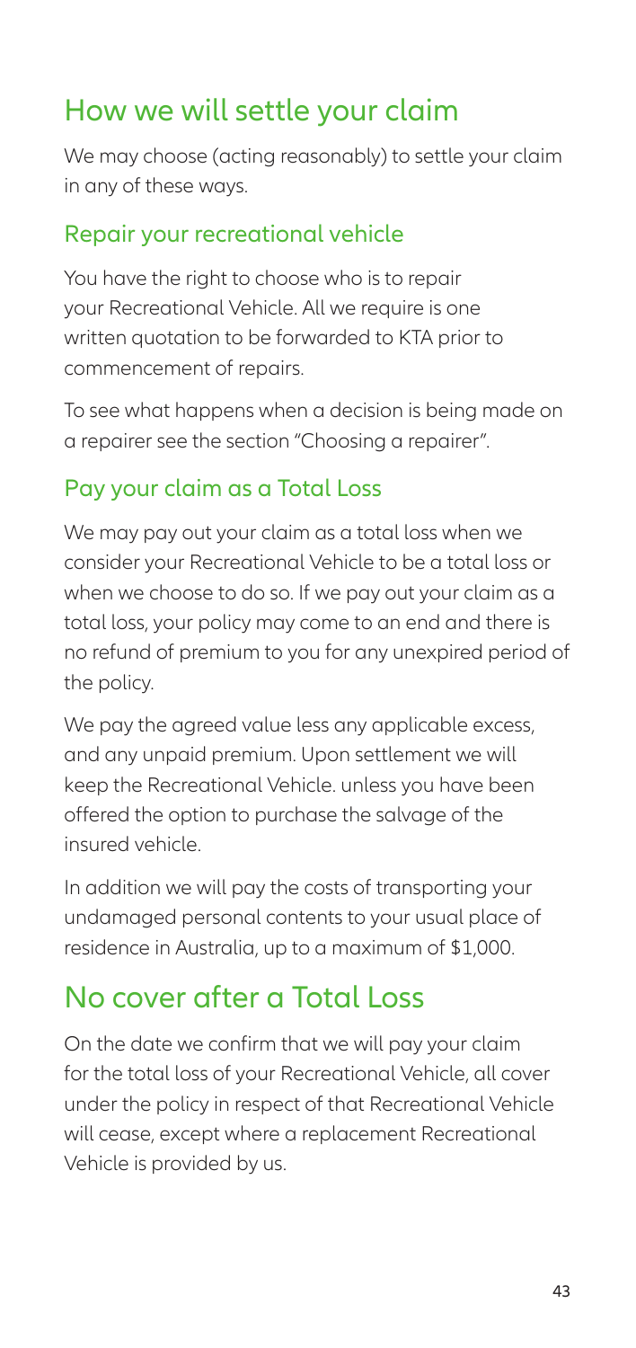## How we will settle your claim

We may choose (acting reasonably) to settle your claim in any of these ways.

### Repair your recreational vehicle

You have the right to choose who is to repair your Recreational Vehicle. All we require is one written quotation to be forwarded to KTA prior to commencement of repairs.

To see what happens when a decision is being made on a repairer see the section "Choosing a repairer".

### Pay your claim as a Total Loss

We may pay out your claim as a total loss when we consider your Recreational Vehicle to be a total loss or when we choose to do so. If we pay out your claim as a total loss, your policy may come to an end and there is no refund of premium to you for any unexpired period of the policy.

We pay the agreed value less any applicable excess, and any unpaid premium. Upon settlement we will keep the Recreational Vehicle. unless you have been offered the option to purchase the salvage of the insured vehicle.

In addition we will pay the costs of transporting your undamaged personal contents to your usual place of residence in Australia, up to a maximum of $1,000.

## No cover after a Total Loss

On the date we confirm that we will pay your claim for the total loss of your Recreational Vehicle, all cover under the policy in respect of that Recreational Vehicle will cease, except where a replacement Recreational Vehicle is provided by us.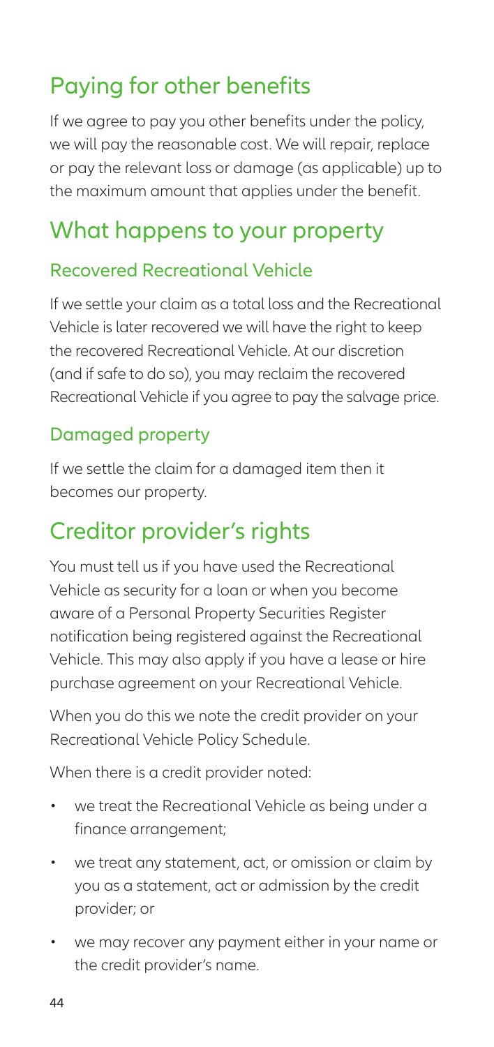## Paying for other benefits

If we agree to pay you other benefits under the policy, we will pay the reasonable cost. We will repair, replace or pay the relevant loss or damage (as applicable) up to the maximum amount that applies under the benefit.

## What happens to your property

### Recovered Recreational Vehicle

If we settle your claim as a total loss and the Recreational Vehicle is later recovered we will have the right to keep the recovered Recreational Vehicle. At our discretion (and if safe to do so), you may reclaim the recovered Recreational Vehicle if you agree to pay the salvage price.

### Damaged property

If we settle the claim for a damaged item then it becomes our property.

## Creditor provider's rights

You must tell us if you have used the Recreational Vehicle as security for a loan or when you become aware of a Personal Property Securities Register notification being registered against the Recreational Vehicle. This may also apply if you have a lease or hire purchase agreement on your Recreational Vehicle.

When you do this we note the credit provider on your Recreational Vehicle Policy Schedule.

When there is a credit provider noted:

- we treat the Recreational Vehicle as being under a finance arrangement;
- we treat any statement, act, or omission or claim by you as a statement, act or admission by the credit provider; or
- we may recover any payment either in your name or the credit provider's name.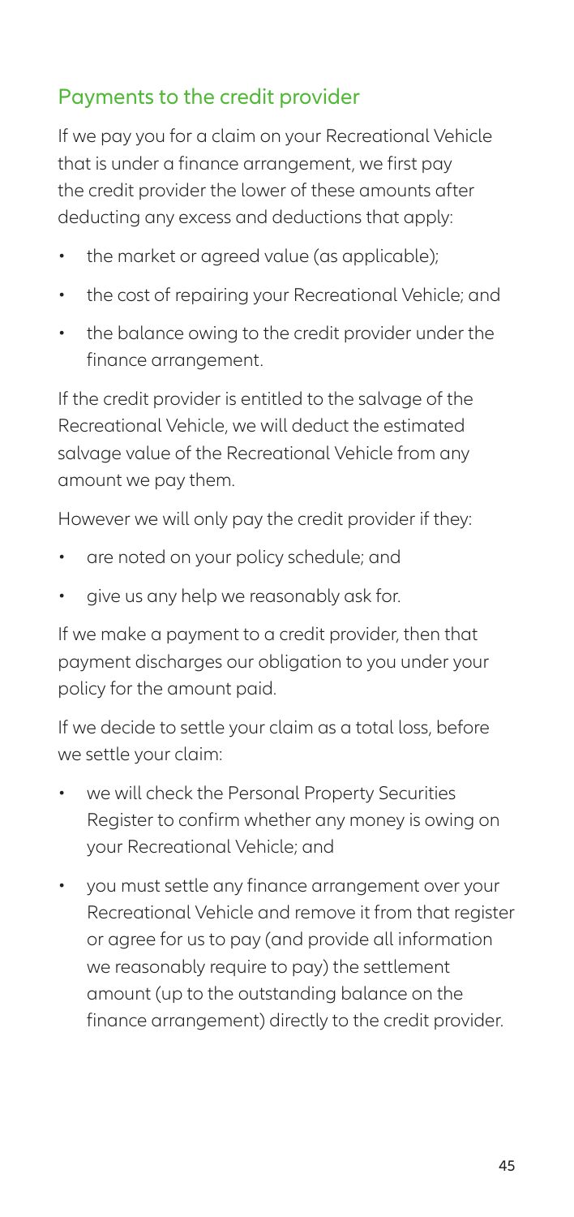## Payments to the credit provider

If we pay you for a claim on your Recreational Vehicle that is under a finance arrangement, we first pay the credit provider the lower of these amounts after deducting any excess and deductions that apply:

- the market or agreed value (as applicable);
- the cost of repairing your Recreational Vehicle; and
- the balance owing to the credit provider under the finance arrangement.

If the credit provider is entitled to the salvage of the Recreational Vehicle, we will deduct the estimated salvage value of the Recreational Vehicle from any amount we pay them.

However we will only pay the credit provider if they:

- are noted on your policy schedule; and
- give us any help we reasonably ask for.

If we make a payment to a credit provider, then that payment discharges our obligation to you under your policy for the amount paid.

If we decide to settle your claim as a total loss, before we settle your claim:

- we will check the Personal Property Securities Register to confirm whether any money is owing on your Recreational Vehicle; and
- you must settle any finance arrangement over your Recreational Vehicle and remove it from that register or agree for us to pay (and provide all information we reasonably require to pay) the settlement amount (up to the outstanding balance on the finance arrangement) directly to the credit provider.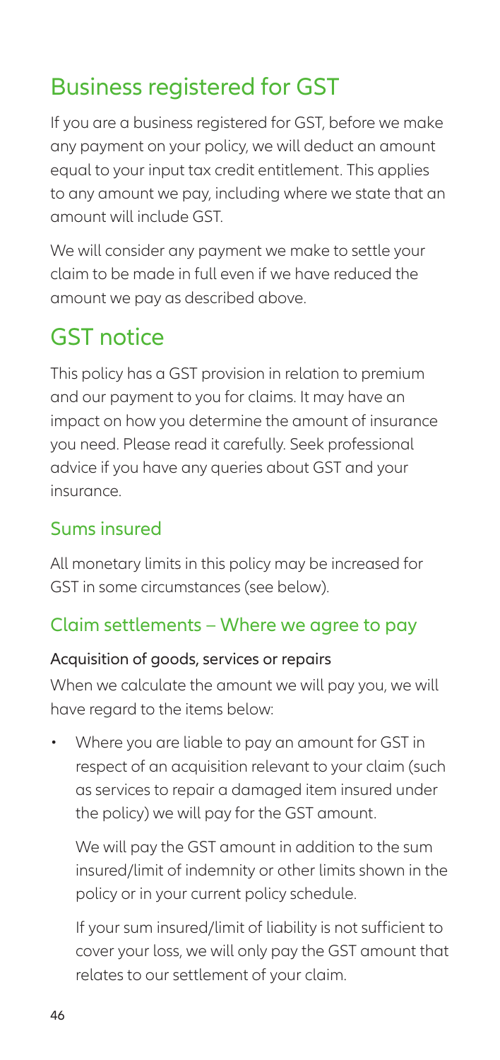## Business registered for GST

If you are a business registered for GST, before we make any payment on your policy, we will deduct an amount equal to your input tax credit entitlement. This applies to any amount we pay, including where we state that an amount will include GST.

We will consider any payment we make to settle your claim to be made in full even if we have reduced the amount we pay as described above.

## GST notice

This policy has a GST provision in relation to premium and our payment to you for claims. It may have an impact on how you determine the amount of insurance you need. Please read it carefully. Seek professional advice if you have any queries about GST and your insurance.

### Sums insured

All monetary limits in this policy may be increased for GST in some circumstances (see below).

### Claim settlements – Where we agree to pay

#### Acquisition of goods, services or repairs

When we calculate the amount we will pay you, we will have regard to the items below:

- Where you are liable to pay an amount for GST in respect of an acquisition relevant to your claim (such as services to repair a damaged item insured under the policy) we will pay for the GST amount.

  We will pay the GST amount in addition to the sum insured/limit of indemnity or other limits shown in the policy or in your current policy schedule.

  If your sum insured/limit of liability is not sufficient to cover your loss, we will only pay the GST amount that relates to our settlement of your claim.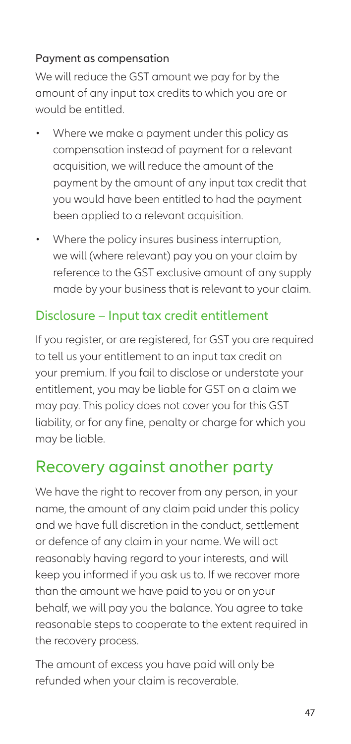#### Payment as compensation

We will reduce the GST amount we pay for by the amount of any input tax credits to which you are or would be entitled.

- Where we make a payment under this policy as compensation instead of payment for a relevant acquisition, we will reduce the amount of the payment by the amount of any input tax credit that you would have been entitled to had the payment been applied to a relevant acquisition.
- Where the policy insures business interruption, we will (where relevant) pay you on your claim by reference to the GST exclusive amount of any supply made by your business that is relevant to your claim.

### Disclosure – Input tax credit entitlement

If you register, or are registered, for GST you are required to tell us your entitlement to an input tax credit on your premium. If you fail to disclose or understate your entitlement, you may be liable for GST on a claim we may pay. This policy does not cover you for this GST liability, or for any fine, penalty or charge for which you may be liable.

## Recovery against another party

We have the right to recover from any person, in your name, the amount of any claim paid under this policy and we have full discretion in the conduct, settlement or defence of any claim in your name. We will act reasonably having regard to your interests, and will keep you informed if you ask us to. If we recover more than the amount we have paid to you or on your behalf, we will pay you the balance. You agree to take reasonable steps to cooperate to the extent required in the recovery process.

The amount of excess you have paid will only be refunded when your claim is recoverable.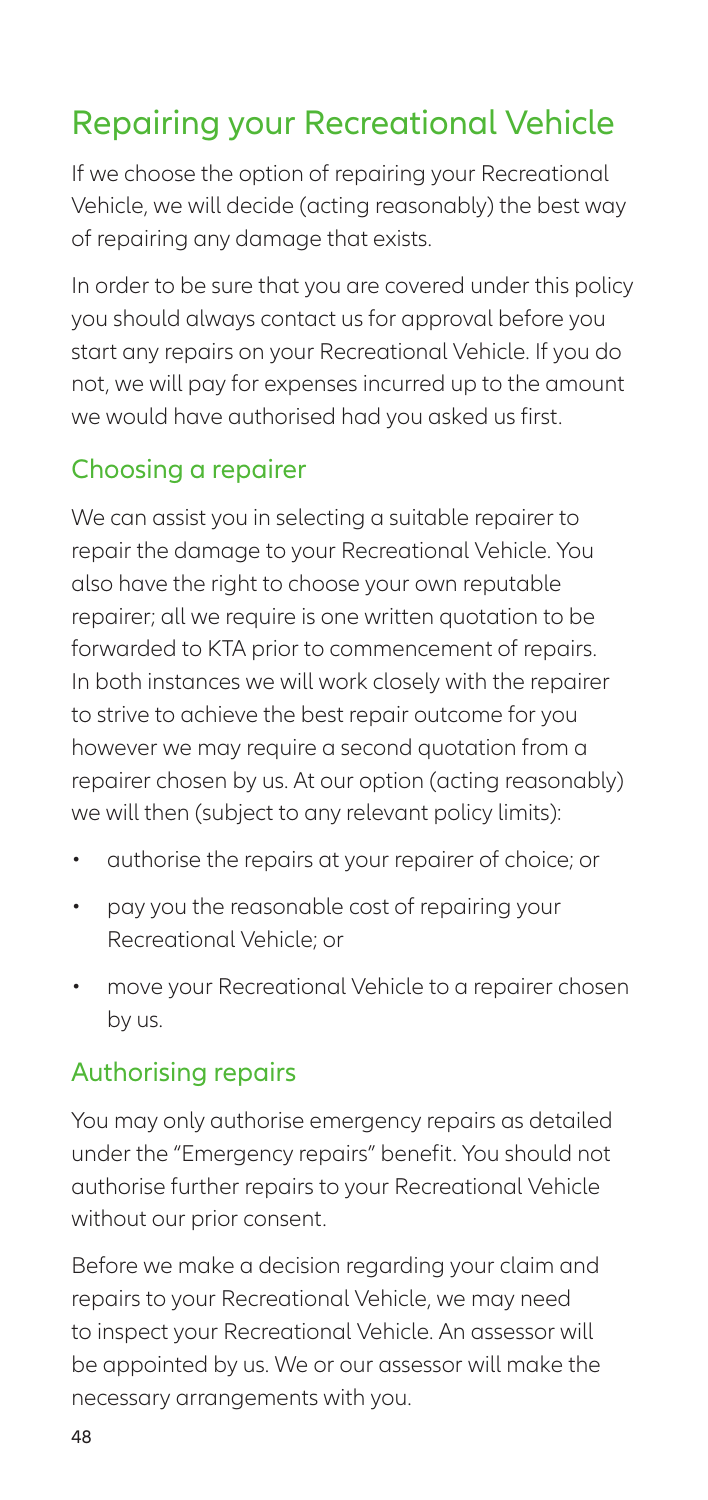## Repairing your Recreational Vehicle

If we choose the option of repairing your Recreational Vehicle, we will decide (acting reasonably) the best way of repairing any damage that exists.

In order to be sure that you are covered under this policy you should always contact us for approval before you start any repairs on your Recreational Vehicle. If you do not, we will pay for expenses incurred up to the amount we would have authorised had you asked us first.

### Choosing a repairer

We can assist you in selecting a suitable repairer to repair the damage to your Recreational Vehicle. You also have the right to choose your own reputable repairer; all we require is one written quotation to be forwarded to KTA prior to commencement of repairs. In both instances we will work closely with the repairer to strive to achieve the best repair outcome for you however we may require a second quotation from a repairer chosen by us. At our option (acting reasonably) we will then (subject to any relevant policy limits):

- authorise the repairs at your repairer of choice; or
- pay you the reasonable cost of repairing your Recreational Vehicle; or
- move your Recreational Vehicle to a repairer chosen by us.

### Authorising repairs

You may only authorise emergency repairs as detailed under the "Emergency repairs" benefit. You should not authorise further repairs to your Recreational Vehicle without our prior consent.

Before we make a decision regarding your claim and repairs to your Recreational Vehicle, we may need to inspect your Recreational Vehicle. An assessor will be appointed by us. We or our assessor will make the necessary arrangements with you.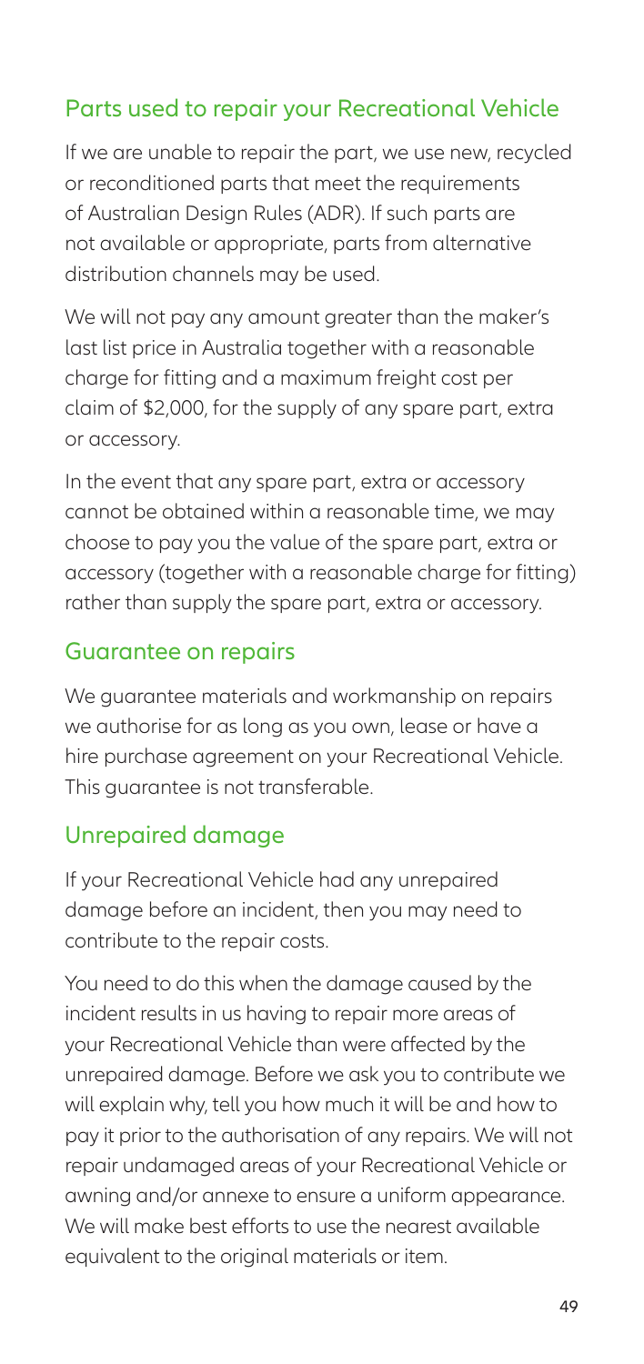## Parts used to repair your Recreational Vehicle

If we are unable to repair the part, we use new, recycled or reconditioned parts that meet the requirements of Australian Design Rules (ADR). If such parts are not available or appropriate, parts from alternative distribution channels may be used.

We will not pay any amount greater than the maker's last list price in Australia together with a reasonable charge for fitting and a maximum freight cost per claim of $2,000, for the supply of any spare part, extra or accessory.

In the event that any spare part, extra or accessory cannot be obtained within a reasonable time, we may choose to pay you the value of the spare part, extra or accessory (together with a reasonable charge for fitting) rather than supply the spare part, extra or accessory.

## Guarantee on repairs

We guarantee materials and workmanship on repairs we authorise for as long as you own, lease or have a hire purchase agreement on your Recreational Vehicle. This guarantee is not transferable.

## Unrepaired damage

If your Recreational Vehicle had any unrepaired damage before an incident, then you may need to contribute to the repair costs.

You need to do this when the damage caused by the incident results in us having to repair more areas of your Recreational Vehicle than were affected by the unrepaired damage. Before we ask you to contribute we will explain why, tell you how much it will be and how to pay it prior to the authorisation of any repairs. We will not repair undamaged areas of your Recreational Vehicle or awning and/or annexe to ensure a uniform appearance. We will make best efforts to use the nearest available equivalent to the original materials or item.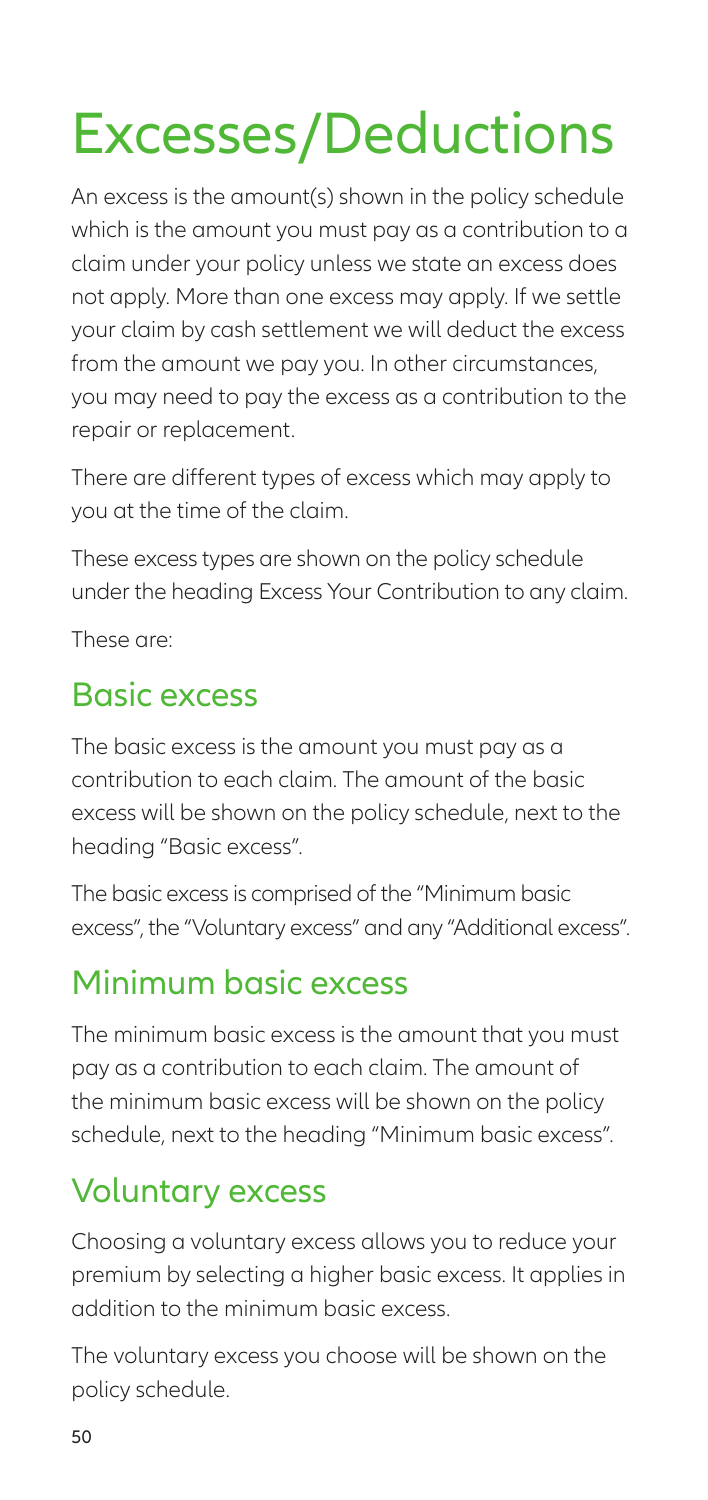# Excesses/Deductions

An excess is the amount(s) shown in the policy schedule which is the amount you must pay as a contribution to a claim under your policy unless we state an excess does not apply. More than one excess may apply. If we settle your claim by cash settlement we will deduct the excess from the amount we pay you. In other circumstances, you may need to pay the excess as a contribution to the repair or replacement.

There are different types of excess which may apply to you at the time of the claim.

These excess types are shown on the policy schedule under the heading Excess Your Contribution to any claim.

These are:

## Basic excess

The basic excess is the amount you must pay as a contribution to each claim. The amount of the basic excess will be shown on the policy schedule, next to the heading "Basic excess".

The basic excess is comprised of the "Minimum basic excess", the "Voluntary excess" and any "Additional excess".

## Minimum basic excess

The minimum basic excess is the amount that you must pay as a contribution to each claim. The amount of the minimum basic excess will be shown on the policy schedule, next to the heading "Minimum basic excess".

## Voluntary excess

Choosing a voluntary excess allows you to reduce your premium by selecting a higher basic excess. It applies in addition to the minimum basic excess.

The voluntary excess you choose will be shown on the policy schedule.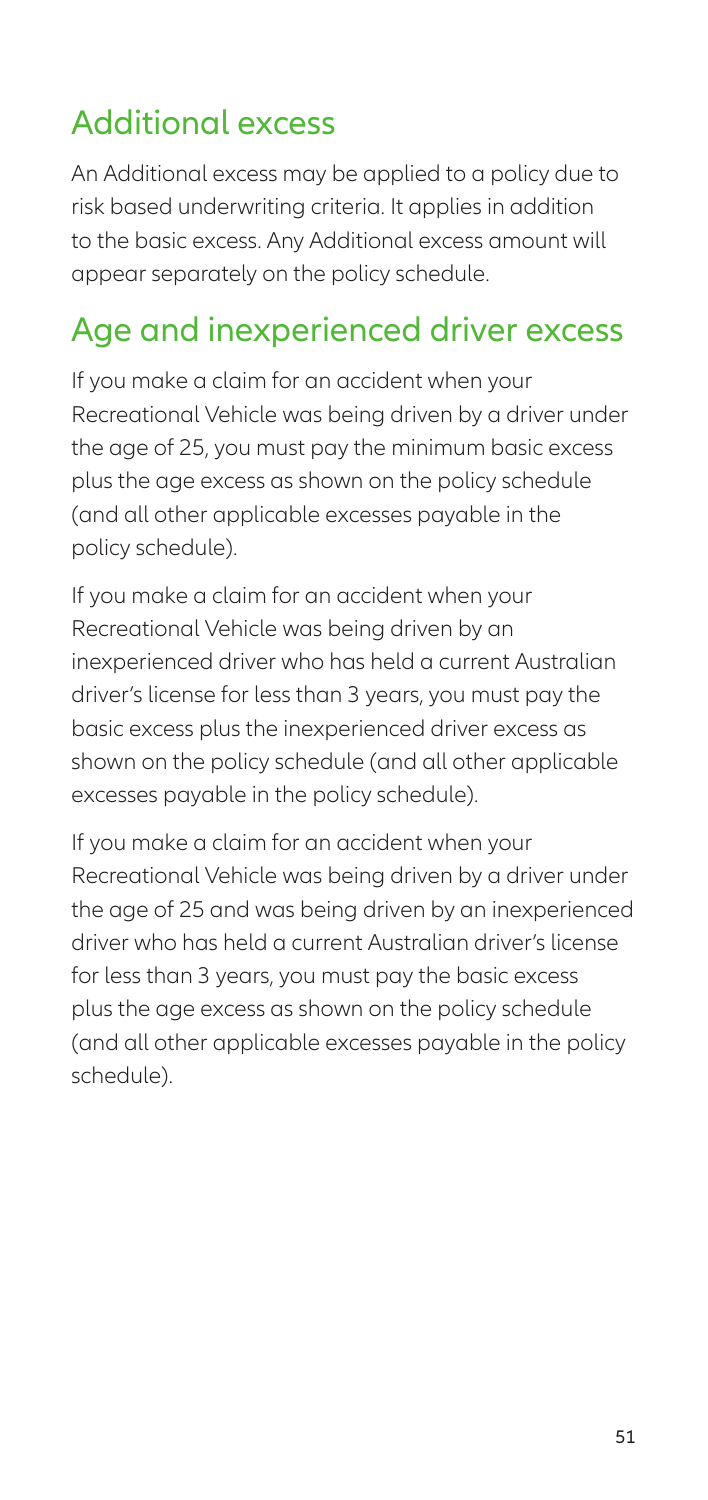## Additional excess

An Additional excess may be applied to a policy due to risk based underwriting criteria. It applies in addition to the basic excess. Any Additional excess amount will appear separately on the policy schedule.

## Age and inexperienced driver excess

If you make a claim for an accident when your Recreational Vehicle was being driven by a driver under the age of 25, you must pay the minimum basic excess plus the age excess as shown on the policy schedule (and all other applicable excesses payable in the policy schedule).

If you make a claim for an accident when your Recreational Vehicle was being driven by an inexperienced driver who has held a current Australian driver's license for less than 3 years, you must pay the basic excess plus the inexperienced driver excess as shown on the policy schedule (and all other applicable excesses payable in the policy schedule).

If you make a claim for an accident when your Recreational Vehicle was being driven by a driver under the age of 25 and was being driven by an inexperienced driver who has held a current Australian driver's license for less than 3 years, you must pay the basic excess plus the age excess as shown on the policy schedule (and all other applicable excesses payable in the policy schedule).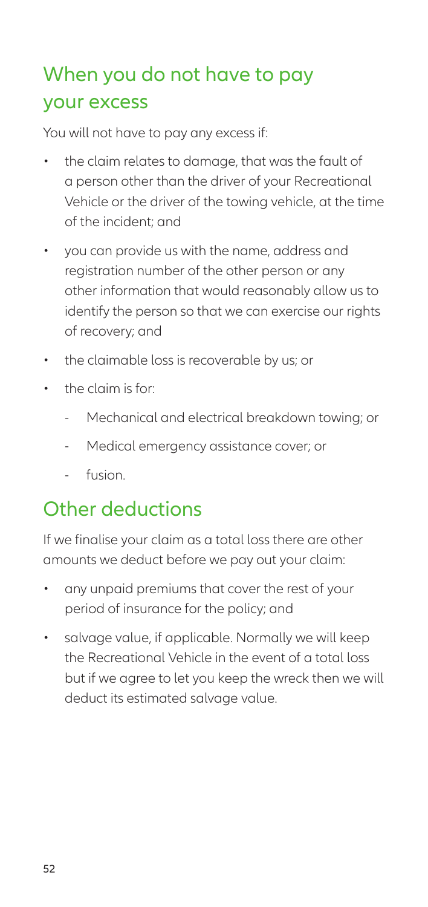## When you do not have to pay your excess

You will not have to pay any excess if:

- the claim relates to damage, that was the fault of a person other than the driver of your Recreational Vehicle or the driver of the towing vehicle, at the time of the incident; and
- you can provide us with the name, address and registration number of the other person or any other information that would reasonably allow us to identify the person so that we can exercise our rights of recovery; and
- the claimable loss is recoverable by us; or
- the claim is for:
  - Mechanical and electrical breakdown towing; or
  - Medical emergency assistance cover; or
  - fusion.

## Other deductions

If we finalise your claim as a total loss there are other amounts we deduct before we pay out your claim:

- any unpaid premiums that cover the rest of your period of insurance for the policy; and
- salvage value, if applicable. Normally we will keep the Recreational Vehicle in the event of a total loss but if we agree to let you keep the wreck then we will deduct its estimated salvage value.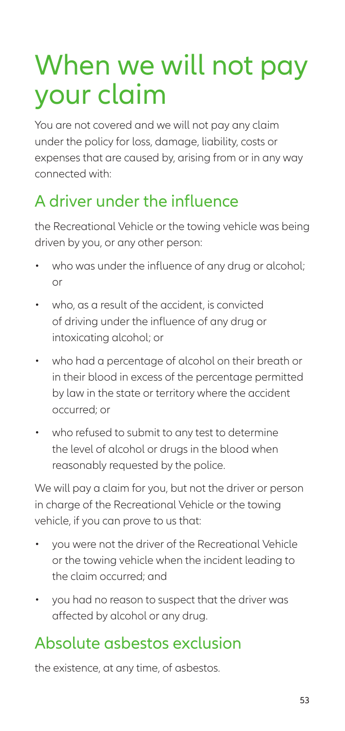# When we will not pay your claim

You are not covered and we will not pay any claim under the policy for loss, damage, liability, costs or expenses that are caused by, arising from or in any way connected with:

## A driver under the influence

the Recreational Vehicle or the towing vehicle was being driven by you, or any other person:

- who was under the influence of any drug or alcohol; or
- who, as a result of the accident, is convicted of driving under the influence of any drug or intoxicating alcohol; or
- who had a percentage of alcohol on their breath or in their blood in excess of the percentage permitted by law in the state or territory where the accident occurred; or
- who refused to submit to any test to determine the level of alcohol or drugs in the blood when reasonably requested by the police.

We will pay a claim for you, but not the driver or person in charge of the Recreational Vehicle or the towing vehicle, if you can prove to us that:

- you were not the driver of the Recreational Vehicle or the towing vehicle when the incident leading to the claim occurred; and
- you had no reason to suspect that the driver was affected by alcohol or any drug.

## Absolute asbestos exclusion

the existence, at any time, of asbestos.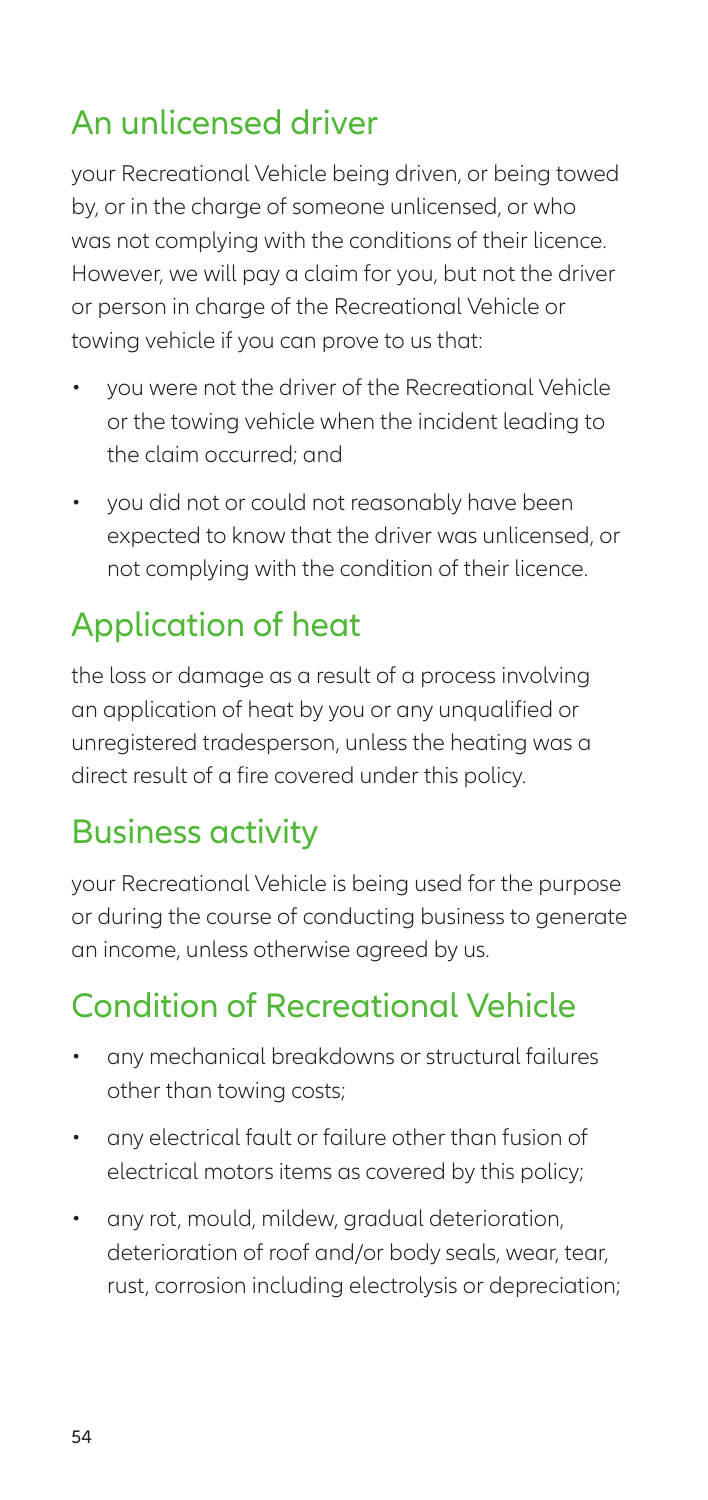## An unlicensed driver

your Recreational Vehicle being driven, or being towed by, or in the charge of someone unlicensed, or who was not complying with the conditions of their licence. However, we will pay a claim for you, but not the driver or person in charge of the Recreational Vehicle or towing vehicle if you can prove to us that:

- you were not the driver of the Recreational Vehicle or the towing vehicle when the incident leading to the claim occurred; and
- you did not or could not reasonably have been expected to know that the driver was unlicensed, or not complying with the condition of their licence.

## Application of heat

the loss or damage as a result of a process involving an application of heat by you or any unqualified or unregistered tradesperson, unless the heating was a direct result of a fire covered under this policy.

## Business activity

your Recreational Vehicle is being used for the purpose or during the course of conducting business to generate an income, unless otherwise agreed by us.

## Condition of Recreational Vehicle

- any mechanical breakdowns or structural failures other than towing costs;
- any electrical fault or failure other than fusion of electrical motors items as covered by this policy;
- any rot, mould, mildew, gradual deterioration, deterioration of roof and/or body seals, wear, tear, rust, corrosion including electrolysis or depreciation;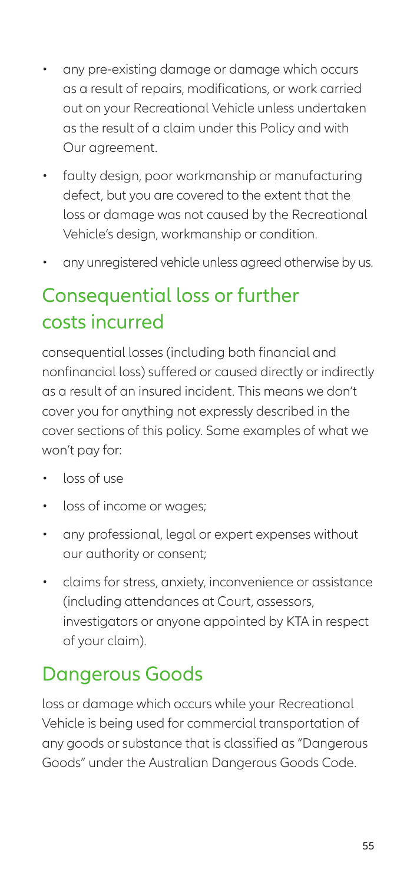- any pre-existing damage or damage which occurs as a result of repairs, modifications, or work carried out on your Recreational Vehicle unless undertaken as the result of a claim under this Policy and with Our agreement.
- faulty design, poor workmanship or manufacturing defect, but you are covered to the extent that the loss or damage was not caused by the Recreational Vehicle's design, workmanship or condition.
- any unregistered vehicle unless agreed otherwise by us.

## Consequential loss or further costs incurred

consequential losses (including both financial and nonfinancial loss) suffered or caused directly or indirectly as a result of an insured incident. This means we don't cover you for anything not expressly described in the cover sections of this policy. Some examples of what we won't pay for:

- loss of use
- loss of income or wages;
- any professional, legal or expert expenses without our authority or consent;
- claims for stress, anxiety, inconvenience or assistance (including attendances at Court, assessors, investigators or anyone appointed by KTA in respect of your claim).

## Dangerous Goods

loss or damage which occurs while your Recreational Vehicle is being used for commercial transportation of any goods or substance that is classified as "Dangerous Goods" under the Australian Dangerous Goods Code.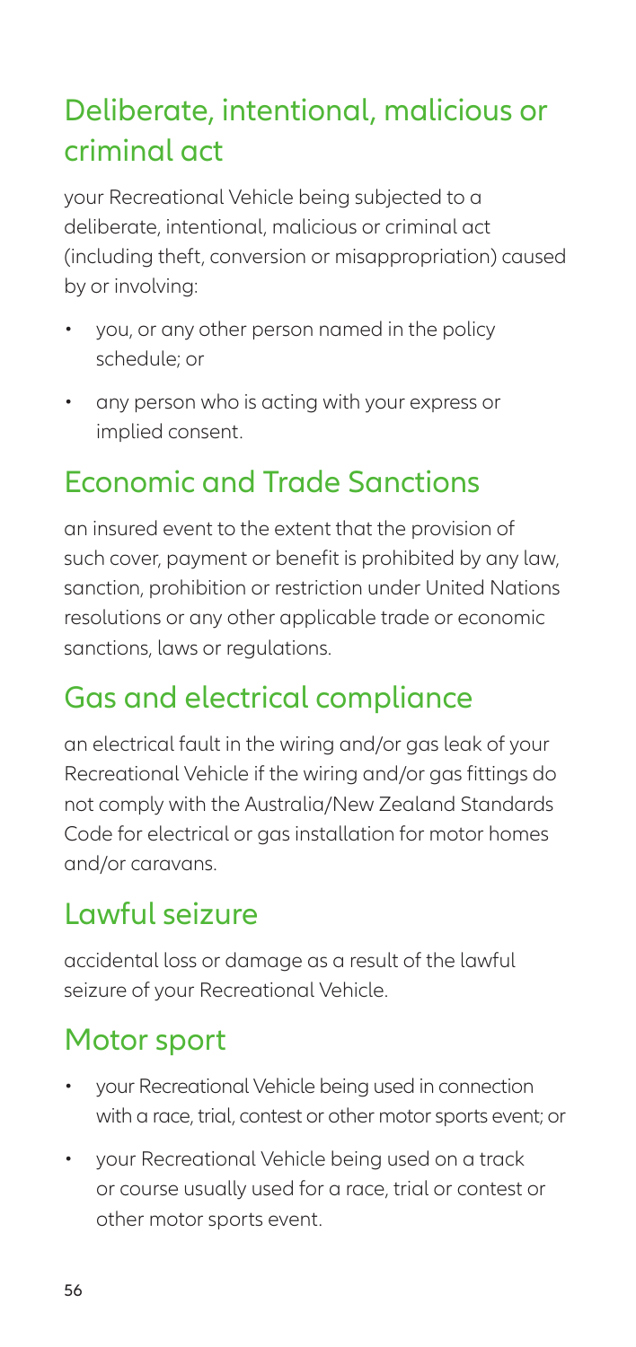## Deliberate, intentional, malicious or criminal act

your Recreational Vehicle being subjected to a deliberate, intentional, malicious or criminal act (including theft, conversion or misappropriation) caused by or involving:

- you, or any other person named in the policy schedule; or
- any person who is acting with your express or implied consent.

## Economic and Trade Sanctions

an insured event to the extent that the provision of such cover, payment or benefit is prohibited by any law, sanction, prohibition or restriction under United Nations resolutions or any other applicable trade or economic sanctions, laws or regulations.

## Gas and electrical compliance

an electrical fault in the wiring and/or gas leak of your Recreational Vehicle if the wiring and/or gas fittings do not comply with the Australia/New Zealand Standards Code for electrical or gas installation for motor homes and/or caravans.

## Lawful seizure

accidental loss or damage as a result of the lawful seizure of your Recreational Vehicle.

## Motor sport

- your Recreational Vehicle being used in connection with a race, trial, contest or other motor sports event; or
- your Recreational Vehicle being used on a track or course usually used for a race, trial or contest or other motor sports event.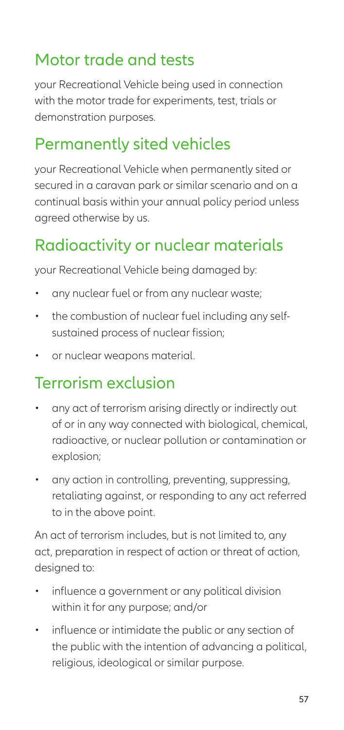## Motor trade and tests

your Recreational Vehicle being used in connection with the motor trade for experiments, test, trials or demonstration purposes.

## Permanently sited vehicles

your Recreational Vehicle when permanently sited or secured in a caravan park or similar scenario and on a continual basis within your annual policy period unless agreed otherwise by us.

## Radioactivity or nuclear materials

your Recreational Vehicle being damaged by:

- any nuclear fuel or from any nuclear waste;
- the combustion of nuclear fuel including any self-sustained process of nuclear fission;
- or nuclear weapons material.

## Terrorism exclusion

- any act of terrorism arising directly or indirectly out of or in any way connected with biological, chemical, radioactive, or nuclear pollution or contamination or explosion;
- any action in controlling, preventing, suppressing, retaliating against, or responding to any act referred to in the above point.

An act of terrorism includes, but is not limited to, any act, preparation in respect of action or threat of action, designed to:

- influence a government or any political division within it for any purpose; and/or
- influence or intimidate the public or any section of the public with the intention of advancing a political, religious, ideological or similar purpose.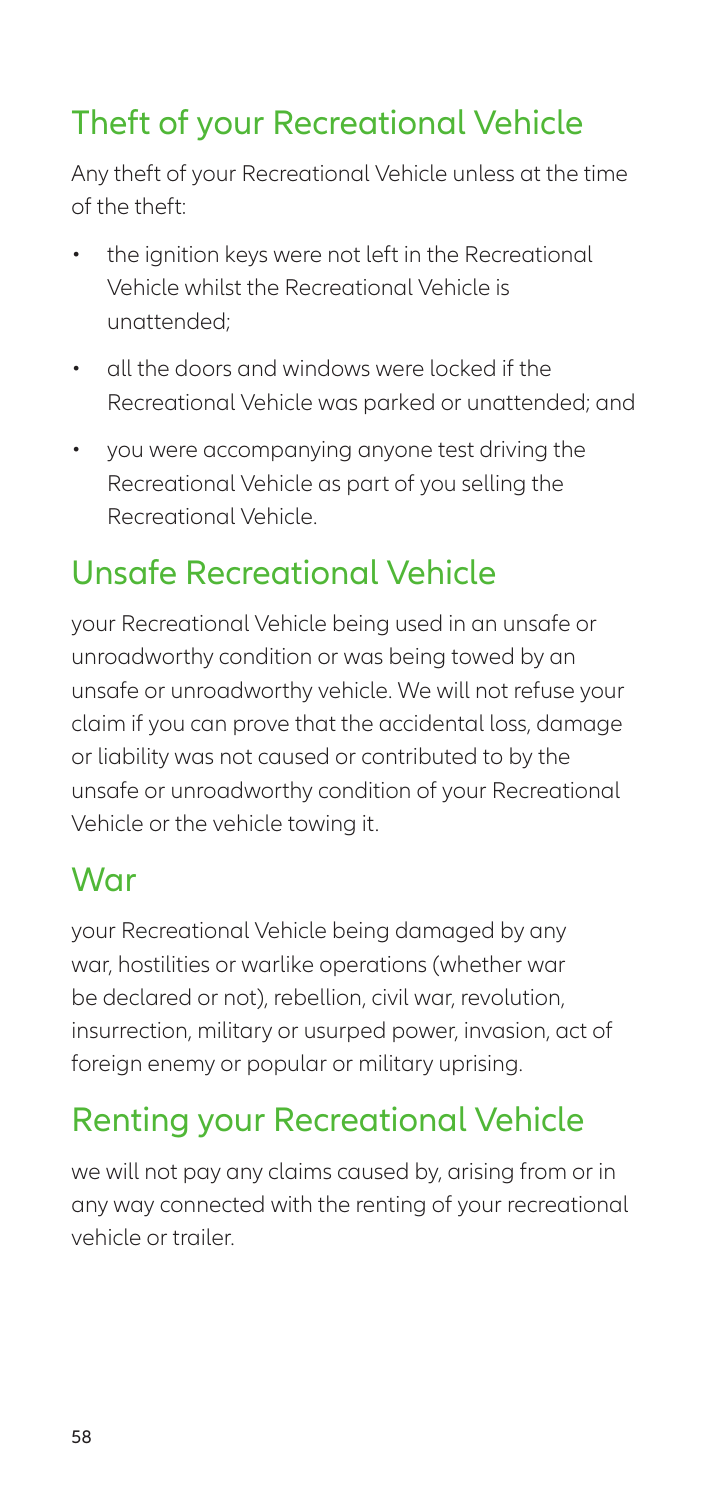## Theft of your Recreational Vehicle

Any theft of your Recreational Vehicle unless at the time of the theft:

- the ignition keys were not left in the Recreational Vehicle whilst the Recreational Vehicle is unattended;
- all the doors and windows were locked if the Recreational Vehicle was parked or unattended; and
- you were accompanying anyone test driving the Recreational Vehicle as part of you selling the Recreational Vehicle.

## Unsafe Recreational Vehicle

your Recreational Vehicle being used in an unsafe or unroadworthy condition or was being towed by an unsafe or unroadworthy vehicle. We will not refuse your claim if you can prove that the accidental loss, damage or liability was not caused or contributed to by the unsafe or unroadworthy condition of your Recreational Vehicle or the vehicle towing it.

## War

your Recreational Vehicle being damaged by any war, hostilities or warlike operations (whether war be declared or not), rebellion, civil war, revolution, insurrection, military or usurped power, invasion, act of foreign enemy or popular or military uprising.

## Renting your Recreational Vehicle

we will not pay any claims caused by, arising from or in any way connected with the renting of your recreational vehicle or trailer.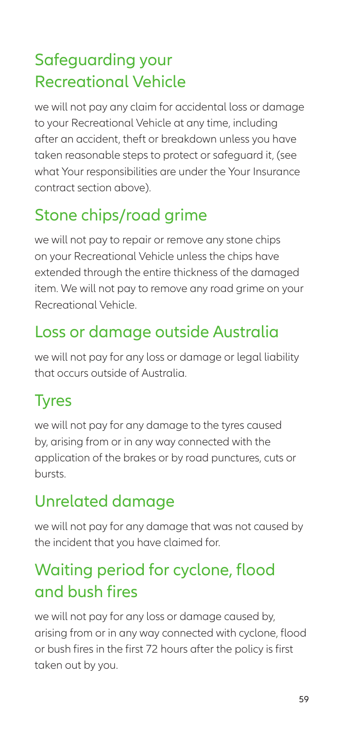## Safeguarding your Recreational Vehicle

we will not pay any claim for accidental loss or damage to your Recreational Vehicle at any time, including after an accident, theft or breakdown unless you have taken reasonable steps to protect or safeguard it, (see what Your responsibilities are under the Your Insurance contract section above).

## Stone chips/road grime

we will not pay to repair or remove any stone chips on your Recreational Vehicle unless the chips have extended through the entire thickness of the damaged item. We will not pay to remove any road grime on your Recreational Vehicle.

## Loss or damage outside Australia

we will not pay for any loss or damage or legal liability that occurs outside of Australia.

## Tyres

we will not pay for any damage to the tyres caused by, arising from or in any way connected with the application of the brakes or by road punctures, cuts or bursts.

## Unrelated damage

we will not pay for any damage that was not caused by the incident that you have claimed for.

## Waiting period for cyclone, flood and bush fires

we will not pay for any loss or damage caused by, arising from or in any way connected with cyclone, flood or bush fires in the first 72 hours after the policy is first taken out by you.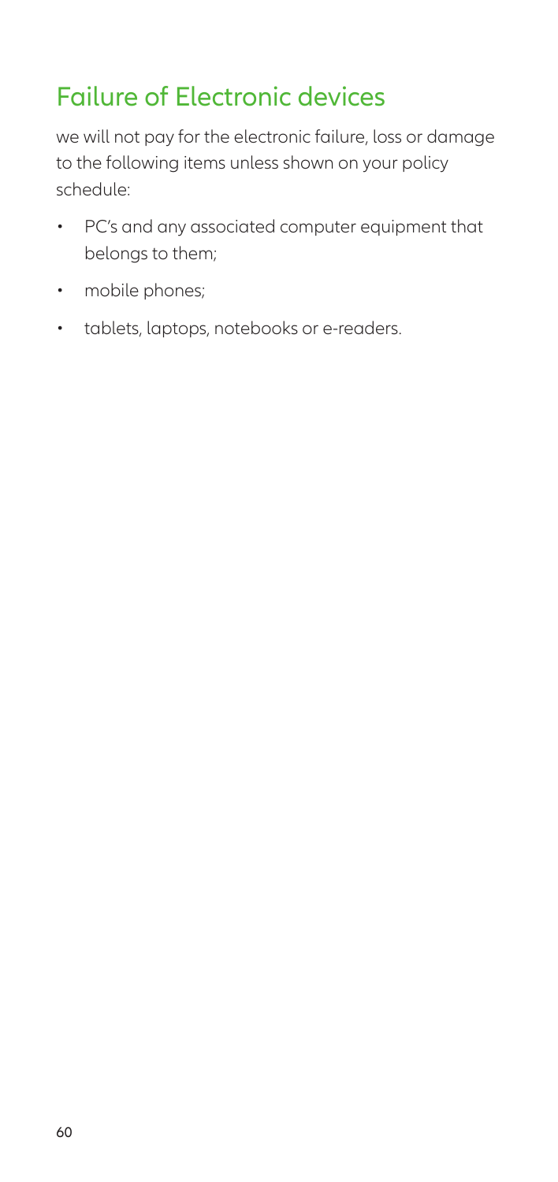## Failure of Electronic devices

we will not pay for the electronic failure, loss or damage to the following items unless shown on your policy schedule:

- PC's and any associated computer equipment that belongs to them;
- mobile phones;
- tablets, laptops, notebooks or e-readers.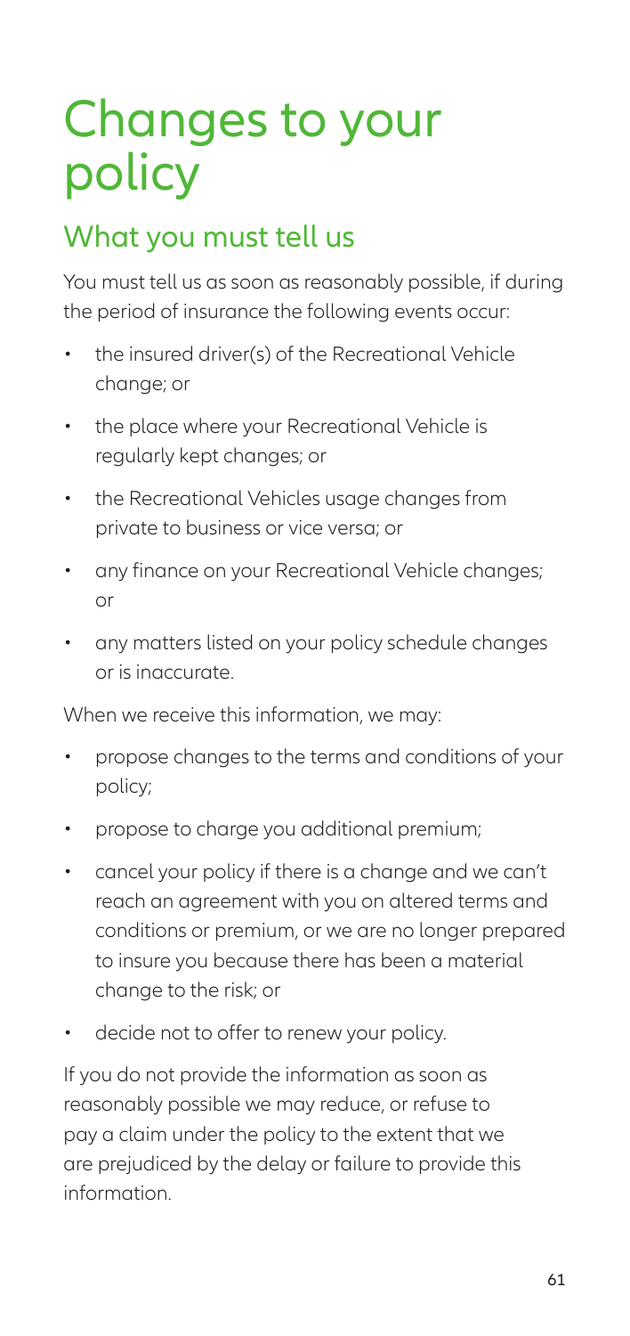# Changes to your policy

## What you must tell us

You must tell us as soon as reasonably possible, if during the period of insurance the following events occur:

- the insured driver(s) of the Recreational Vehicle change; or
- the place where your Recreational Vehicle is regularly kept changes; or
- the Recreational Vehicles usage changes from private to business or vice versa; or
- any finance on your Recreational Vehicle changes; or
- any matters listed on your policy schedule changes or is inaccurate.

When we receive this information, we may:

- propose changes to the terms and conditions of your policy;
- propose to charge you additional premium;
- cancel your policy if there is a change and we can't reach an agreement with you on altered terms and conditions or premium, or we are no longer prepared to insure you because there has been a material change to the risk; or
- decide not to offer to renew your policy.

If you do not provide the information as soon as reasonably possible we may reduce, or refuse to pay a claim under the policy to the extent that we are prejudiced by the delay or failure to provide this information.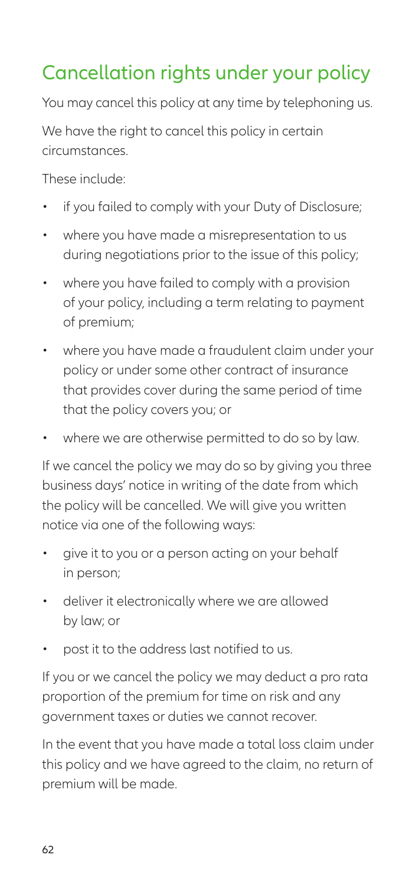## Cancellation rights under your policy

You may cancel this policy at any time by telephoning us.

We have the right to cancel this policy in certain circumstances.

These include:

- if you failed to comply with your Duty of Disclosure;
- where you have made a misrepresentation to us during negotiations prior to the issue of this policy;
- where you have failed to comply with a provision of your policy, including a term relating to payment of premium;
- where you have made a fraudulent claim under your policy or under some other contract of insurance that provides cover during the same period of time that the policy covers you; or
- where we are otherwise permitted to do so by law.

If we cancel the policy we may do so by giving you three business days' notice in writing of the date from which the policy will be cancelled. We will give you written notice via one of the following ways:

- give it to you or a person acting on your behalf in person;
- deliver it electronically where we are allowed by law; or
- post it to the address last notified to us.

If you or we cancel the policy we may deduct a pro rata proportion of the premium for time on risk and any government taxes or duties we cannot recover.

In the event that you have made a total loss claim under this policy and we have agreed to the claim, no return of premium will be made.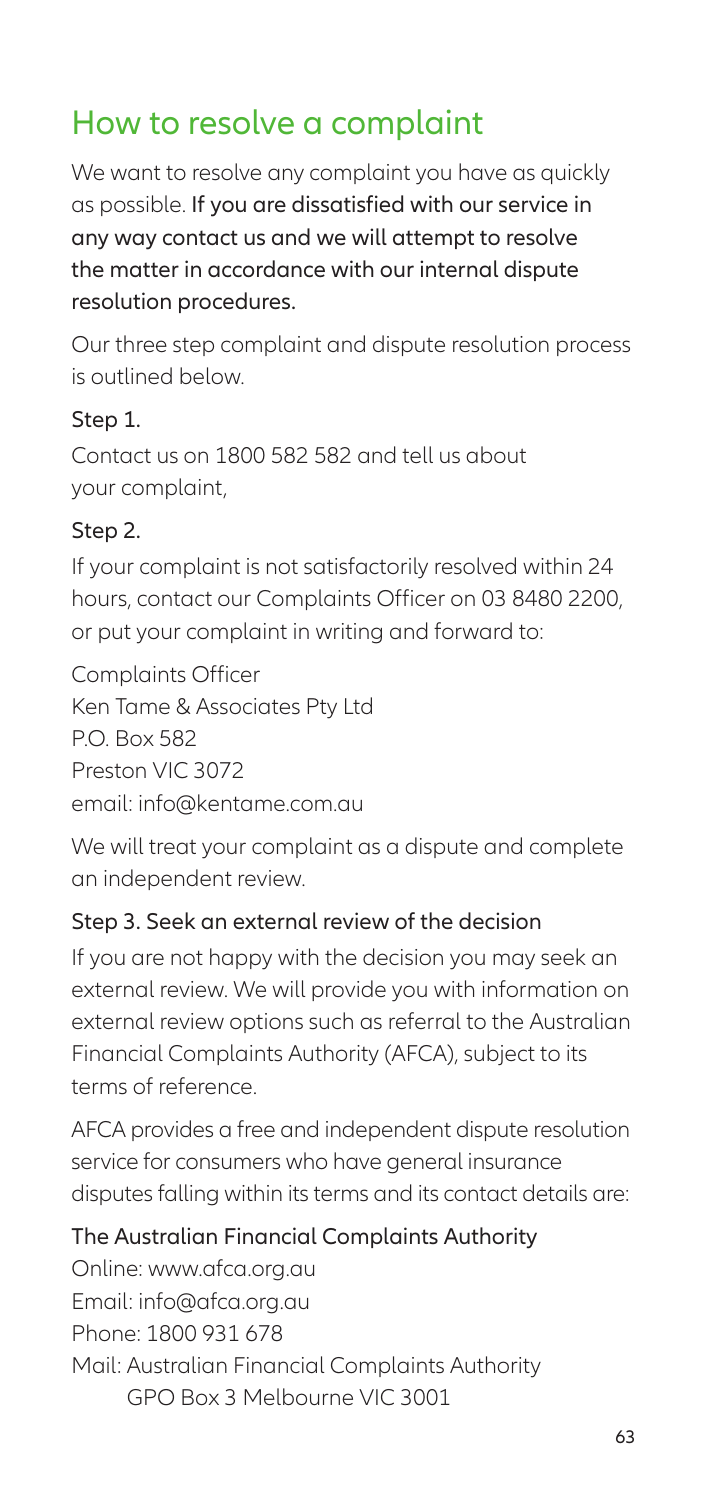# How to resolve a complaint

We want to resolve any complaint you have as quickly as possible. **If you are dissatisfied with our service in any way contact us and we will attempt to resolve the matter in accordance with our internal dispute resolution procedures.**

Our three step complaint and dispute resolution process is outlined below.

**Step 1.**

Contact us on 1800 582 582 and tell us about your complaint,

**Step 2.**

If your complaint is not satisfactorily resolved within 24 hours, contact our Complaints Officer on 03 8480 2200, or put your complaint in writing and forward to:

Complaints Officer
Ken Tame & Associates Pty Ltd
P.O. Box 582
Preston VIC 3072
email: info@kentame.com.au

We will treat your complaint as a dispute and complete an independent review.

**Step 3. Seek an external review of the decision**

If you are not happy with the decision you may seek an external review. We will provide you with information on external review options such as referral to the Australian Financial Complaints Authority (AFCA), subject to its terms of reference.

AFCA provides a free and independent dispute resolution service for consumers who have general insurance disputes falling within its terms and its contact details are:

**The Australian Financial Complaints Authority**
Online: www.afca.org.au
Email: info@afca.org.au
Phone: 1800 931 678
Mail: Australian Financial Complaints Authority
GPO Box 3 Melbourne VIC 3001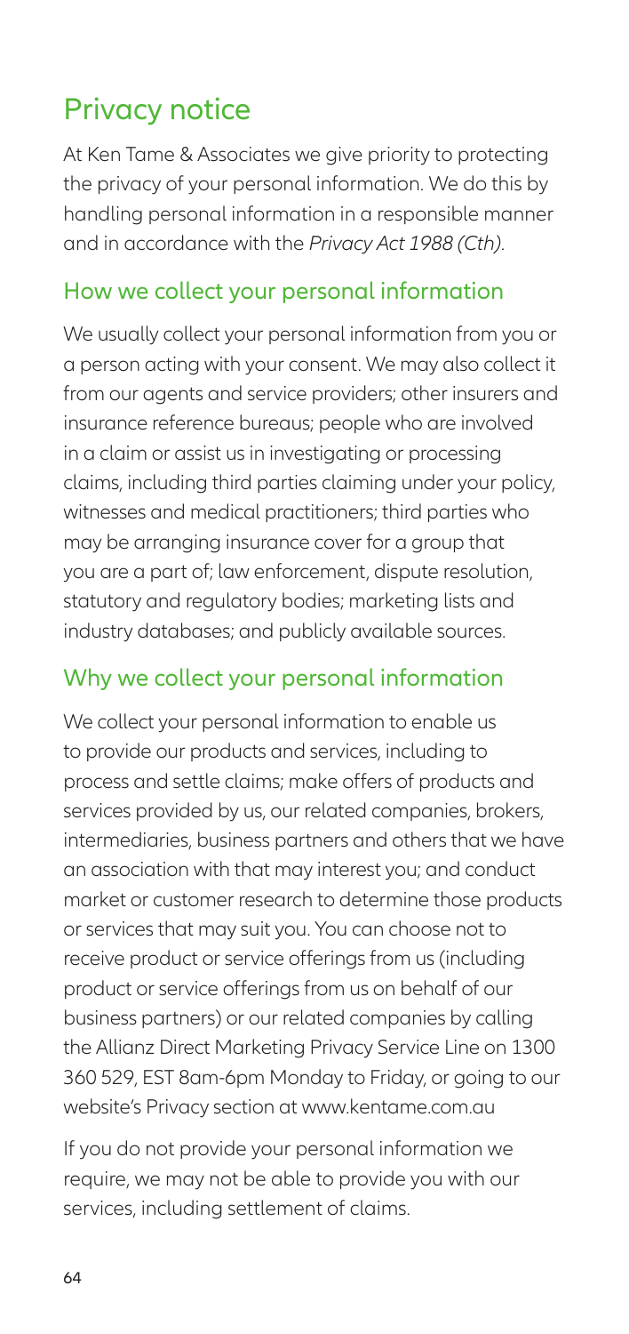# Privacy notice

At Ken Tame & Associates we give priority to protecting the privacy of your personal information. We do this by handling personal information in a responsible manner and in accordance with the *Privacy Act 1988 (Cth)*.

## How we collect your personal information

We usually collect your personal information from you or a person acting with your consent. We may also collect it from our agents and service providers; other insurers and insurance reference bureaus; people who are involved in a claim or assist us in investigating or processing claims, including third parties claiming under your policy, witnesses and medical practitioners; third parties who may be arranging insurance cover for a group that you are a part of; law enforcement, dispute resolution, statutory and regulatory bodies; marketing lists and industry databases; and publicly available sources.

## Why we collect your personal information

We collect your personal information to enable us to provide our products and services, including to process and settle claims; make offers of products and services provided by us, our related companies, brokers, intermediaries, business partners and others that we have an association with that may interest you; and conduct market or customer research to determine those products or services that may suit you. You can choose not to receive product or service offerings from us (including product or service offerings from us on behalf of our business partners) or our related companies by calling the Allianz Direct Marketing Privacy Service Line on 1300 360 529, EST 8am-6pm Monday to Friday, or going to our website's Privacy section at www.kentame.com.au

If you do not provide your personal information we require, we may not be able to provide you with our services, including settlement of claims.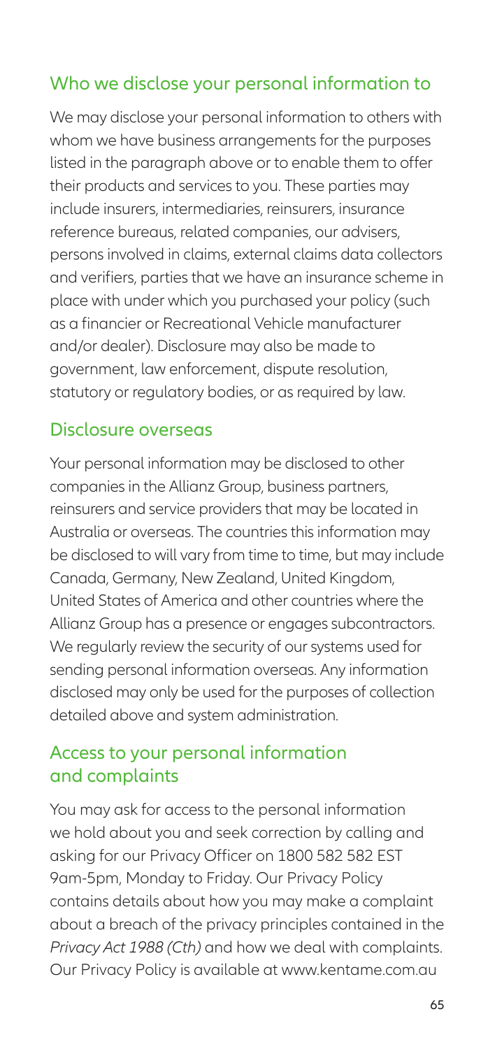## Who we disclose your personal information to

We may disclose your personal information to others with whom we have business arrangements for the purposes listed in the paragraph above or to enable them to offer their products and services to you. These parties may include insurers, intermediaries, reinsurers, insurance reference bureaus, related companies, our advisers, persons involved in claims, external claims data collectors and verifiers, parties that we have an insurance scheme in place with under which you purchased your policy (such as a financier or Recreational Vehicle manufacturer and/or dealer). Disclosure may also be made to government, law enforcement, dispute resolution, statutory or regulatory bodies, or as required by law.

## Disclosure overseas

Your personal information may be disclosed to other companies in the Allianz Group, business partners, reinsurers and service providers that may be located in Australia or overseas. The countries this information may be disclosed to will vary from time to time, but may include Canada, Germany, New Zealand, United Kingdom, United States of America and other countries where the Allianz Group has a presence or engages subcontractors. We regularly review the security of our systems used for sending personal information overseas. Any information disclosed may only be used for the purposes of collection detailed above and system administration.

## Access to your personal information and complaints

You may ask for access to the personal information we hold about you and seek correction by calling and asking for our Privacy Officer on 1800 582 582 EST 9am-5pm, Monday to Friday. Our Privacy Policy contains details about how you may make a complaint about a breach of the privacy principles contained in the *Privacy Act 1988 (Cth)* and how we deal with complaints. Our Privacy Policy is available at www.kentame.com.au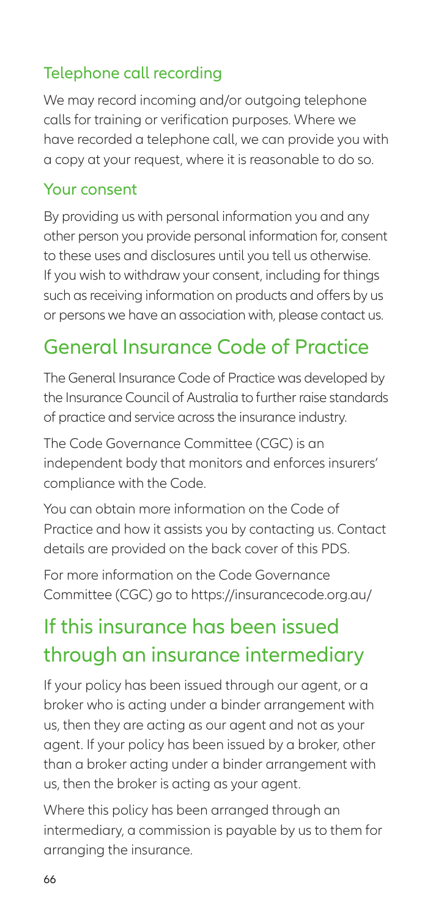### Telephone call recording

We may record incoming and/or outgoing telephone calls for training or verification purposes. Where we have recorded a telephone call, we can provide you with a copy at your request, where it is reasonable to do so.

### Your consent

By providing us with personal information you and any other person you provide personal information for, consent to these uses and disclosures until you tell us otherwise. If you wish to withdraw your consent, including for things such as receiving information on products and offers by us or persons we have an association with, please contact us.

## General Insurance Code of Practice

The General Insurance Code of Practice was developed by the Insurance Council of Australia to further raise standards of practice and service across the insurance industry.

The Code Governance Committee (CGC) is an independent body that monitors and enforces insurers' compliance with the Code.

You can obtain more information on the Code of Practice and how it assists you by contacting us. Contact details are provided on the back cover of this PDS.

For more information on the Code Governance Committee (CGC) go to https://insurancecode.org.au/

## If this insurance has been issued through an insurance intermediary

If your policy has been issued through our agent, or a broker who is acting under a binder arrangement with us, then they are acting as our agent and not as your agent. If your policy has been issued by a broker, other than a broker acting under a binder arrangement with us, then the broker is acting as your agent.

Where this policy has been arranged through an intermediary, a commission is payable by us to them for arranging the insurance.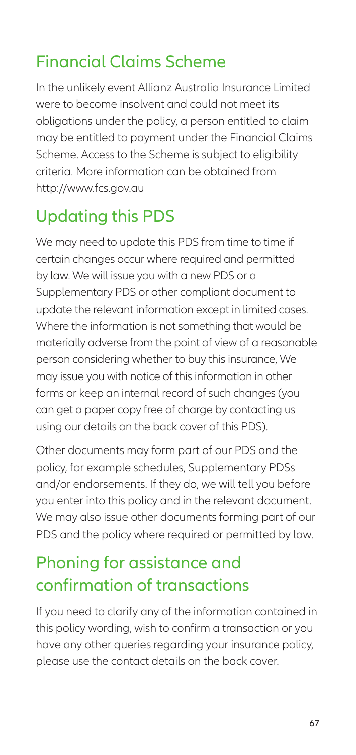## Financial Claims Scheme

In the unlikely event Allianz Australia Insurance Limited were to become insolvent and could not meet its obligations under the policy, a person entitled to claim may be entitled to payment under the Financial Claims Scheme. Access to the Scheme is subject to eligibility criteria. More information can be obtained from http://www.fcs.gov.au

## Updating this PDS

We may need to update this PDS from time to time if certain changes occur where required and permitted by law. We will issue you with a new PDS or a Supplementary PDS or other compliant document to update the relevant information except in limited cases. Where the information is not something that would be materially adverse from the point of view of a reasonable person considering whether to buy this insurance, We may issue you with notice of this information in other forms or keep an internal record of such changes (you can get a paper copy free of charge by contacting us using our details on the back cover of this PDS).

Other documents may form part of our PDS and the policy, for example schedules, Supplementary PDSs and/or endorsements. If they do, we will tell you before you enter into this policy and in the relevant document. We may also issue other documents forming part of our PDS and the policy where required or permitted by law.

## Phoning for assistance and confirmation of transactions

If you need to clarify any of the information contained in this policy wording, wish to confirm a transaction or you have any other queries regarding your insurance policy, please use the contact details on the back cover.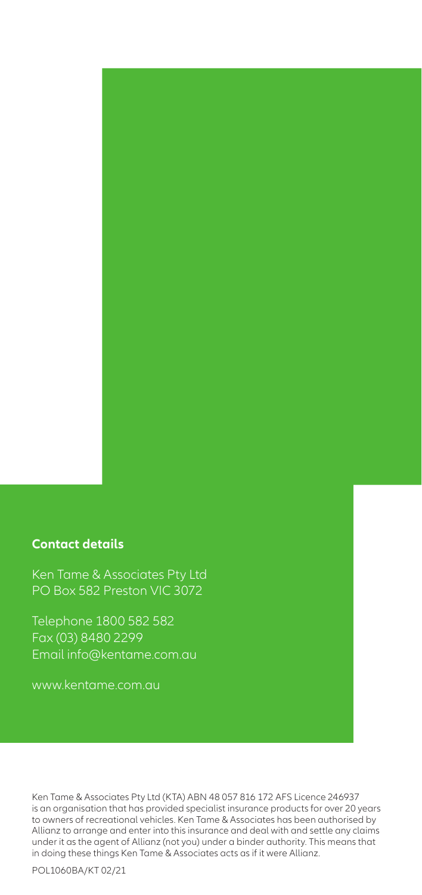## Contact details

Ken Tame & Associates Pty Ltd
PO Box 582 Preston VIC 3072

Telephone 1800 582 582
Fax (03) 8480 2299
Email info@kentame.com.au

www.kentame.com.au

Ken Tame & Associates Pty Ltd (KTA) ABN 48 057 816 172 AFS Licence 246937 is an organisation that has provided specialist insurance products for over 20 years to owners of recreational vehicles. Ken Tame & Associates has been authorised by Allianz to arrange and enter into this insurance and deal with and settle any claims under it as the agent of Allianz (not you) under a binder authority. This means that in doing these things Ken Tame & Associates acts as if it were Allianz.

POL1060BA/KT 02/21